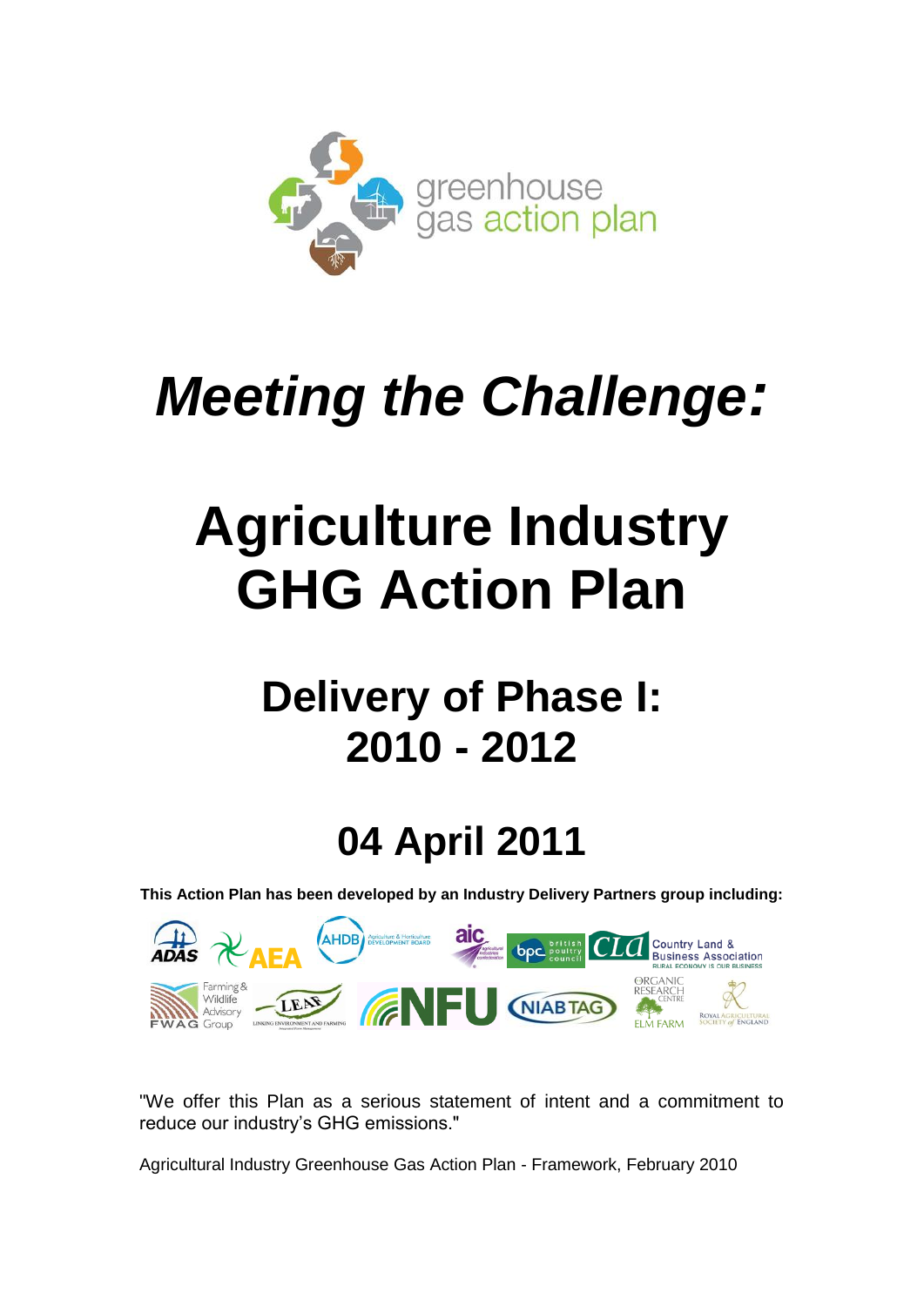greenhouse gas action plan

# *Meeting the Challenge:*

# Agriculture Industry GHG Action Plan

## Delivery of Phase I: 2010 - 2012

## 04 April 2011

**This Action Plan has been developed by an Industry Delivery Partners group including:**

"We offer this Plan as a serious statement of intent and a commitment to reduce our industry's GHG emissions."

Agricultural Industry Greenhouse Gas Action Plan - Framework, February 2010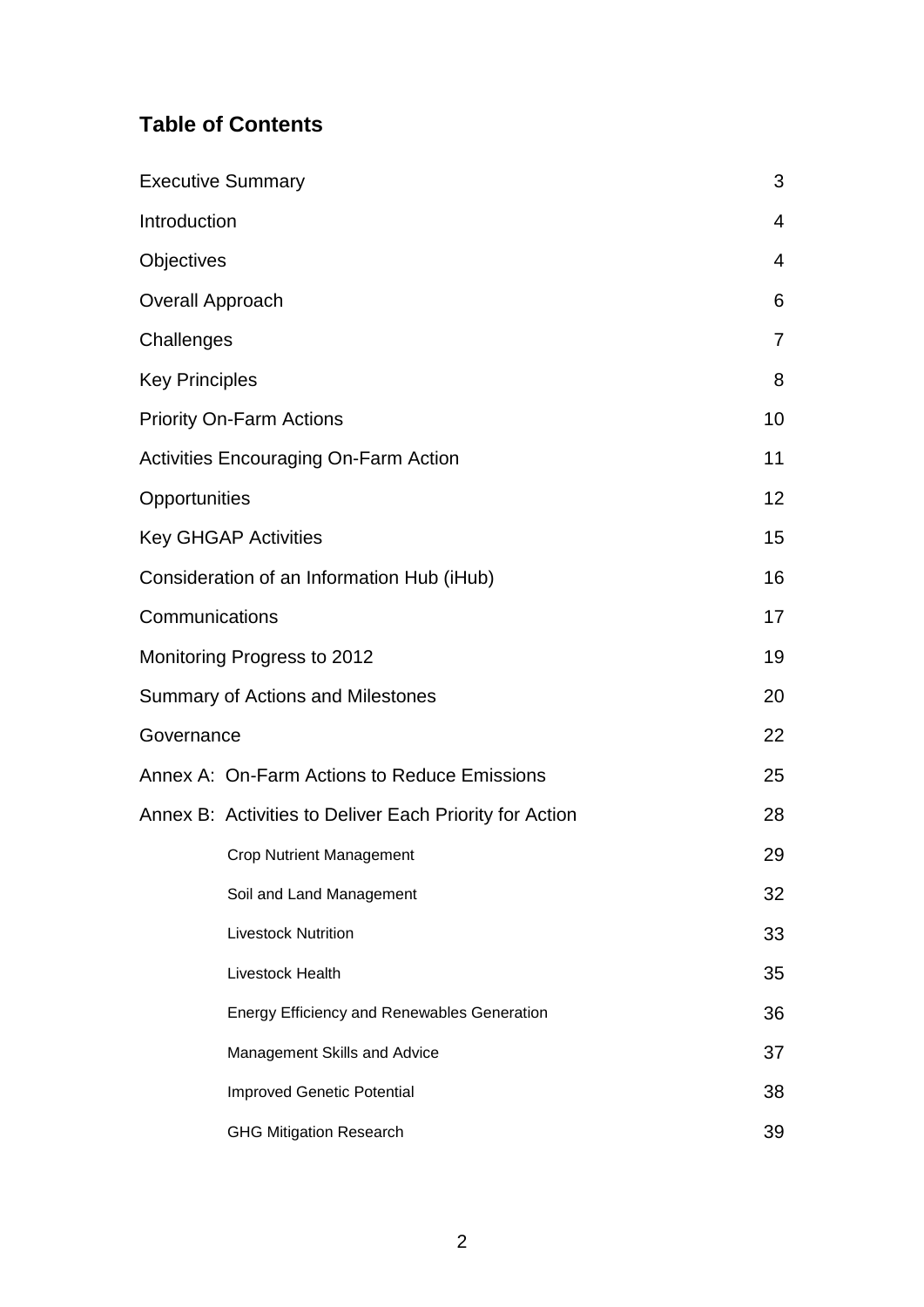## Table of Contents

| | |
|---|---|
| Executive Summary | 3 |
| Introduction | 4 |
| Objectives | 4 |
| Overall Approach | 6 |
| Challenges | 7 |
| Key Principles | 8 |
| Priority On-Farm Actions | 10 |
| Activities Encouraging On-Farm Action | 11 |
| Opportunities | 12 |
| Key GHGAP Activities | 15 |
| Consideration of an Information Hub (iHub) | 16 |
| Communications | 17 |
| Monitoring Progress to 2012 | 19 |
| Summary of Actions and Milestones | 20 |
| Governance | 22 |
| Annex A: On-Farm Actions to Reduce Emissions | 25 |
| Annex B: Activities to Deliver Each Priority for Action | 28 |
| &nbsp;&nbsp;&nbsp;&nbsp;Crop Nutrient Management | 29 |
| &nbsp;&nbsp;&nbsp;&nbsp;Soil and Land Management | 32 |
| &nbsp;&nbsp;&nbsp;&nbsp;Livestock Nutrition | 33 |
| &nbsp;&nbsp;&nbsp;&nbsp;Livestock Health | 35 |
| &nbsp;&nbsp;&nbsp;&nbsp;Energy Efficiency and Renewables Generation | 36 |
| &nbsp;&nbsp;&nbsp;&nbsp;Management Skills and Advice | 37 |
| &nbsp;&nbsp;&nbsp;&nbsp;Improved Genetic Potential | 38 |
| &nbsp;&nbsp;&nbsp;&nbsp;GHG Mitigation Research | 39 |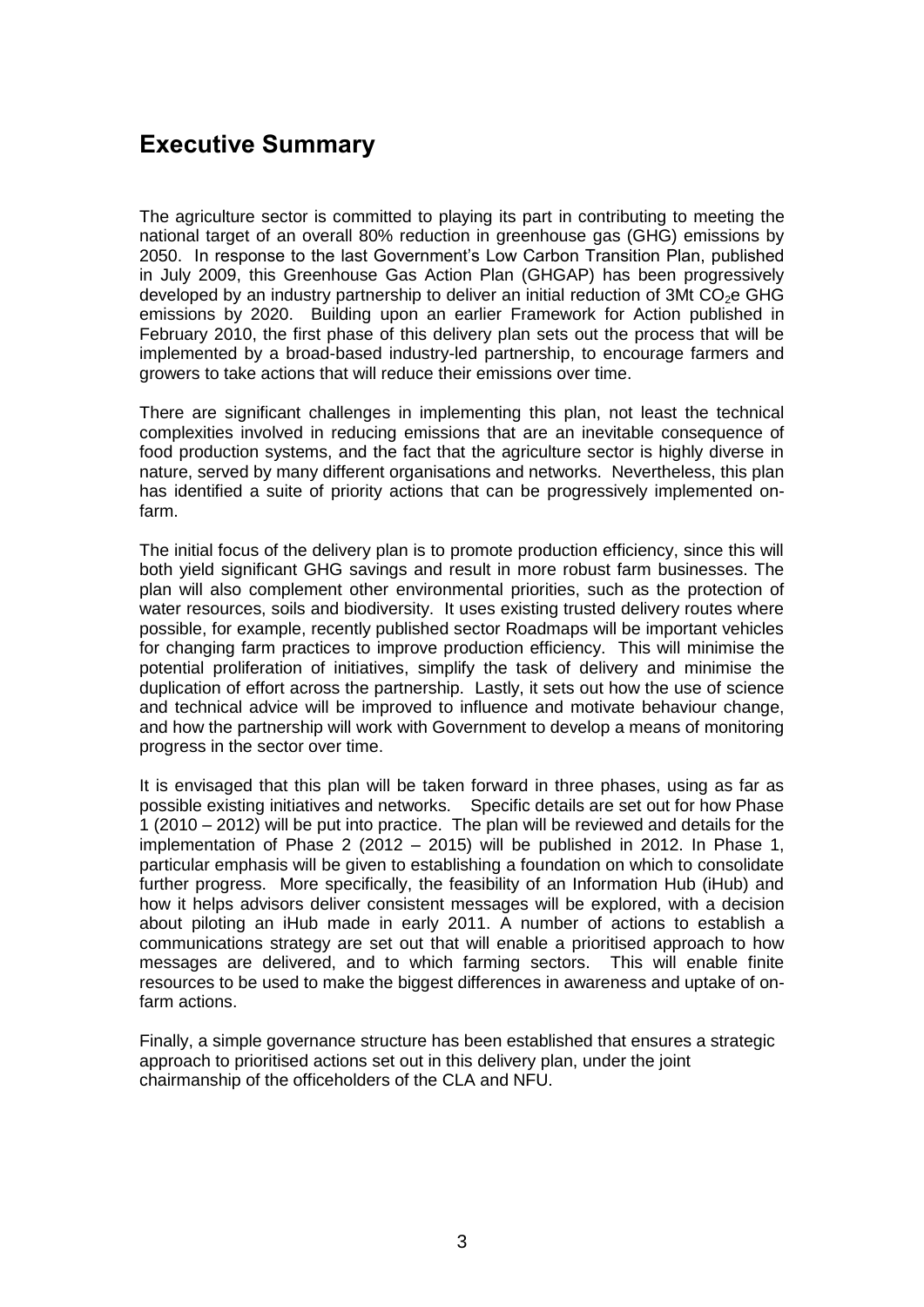## Executive Summary

The agriculture sector is committed to playing its part in contributing to meeting the national target of an overall 80% reduction in greenhouse gas (GHG) emissions by 2050. In response to the last Government's Low Carbon Transition Plan, published in July 2009, this Greenhouse Gas Action Plan (GHGAP) has been progressively developed by an industry partnership to deliver an initial reduction of 3Mt $CO_2$e GHG emissions by 2020. Building upon an earlier Framework for Action published in February 2010, the first phase of this delivery plan sets out the process that will be implemented by a broad-based industry-led partnership, to encourage farmers and growers to take actions that will reduce their emissions over time.

There are significant challenges in implementing this plan, not least the technical complexities involved in reducing emissions that are an inevitable consequence of food production systems, and the fact that the agriculture sector is highly diverse in nature, served by many different organisations and networks. Nevertheless, this plan has identified a suite of priority actions that can be progressively implemented on-farm.

The initial focus of the delivery plan is to promote production efficiency, since this will both yield significant GHG savings and result in more robust farm businesses. The plan will also complement other environmental priorities, such as the protection of water resources, soils and biodiversity. It uses existing trusted delivery routes where possible, for example, recently published sector Roadmaps will be important vehicles for changing farm practices to improve production efficiency. This will minimise the potential proliferation of initiatives, simplify the task of delivery and minimise the duplication of effort across the partnership. Lastly, it sets out how the use of science and technical advice will be improved to influence and motivate behaviour change, and how the partnership will work with Government to develop a means of monitoring progress in the sector over time.

It is envisaged that this plan will be taken forward in three phases, using as far as possible existing initiatives and networks. Specific details are set out for how Phase 1 (2010 – 2012) will be put into practice. The plan will be reviewed and details for the implementation of Phase 2 (2012 – 2015) will be published in 2012. In Phase 1, particular emphasis will be given to establishing a foundation on which to consolidate further progress. More specifically, the feasibility of an Information Hub (iHub) and how it helps advisors deliver consistent messages will be explored, with a decision about piloting an iHub made in early 2011. A number of actions to establish a communications strategy are set out that will enable a prioritised approach to how messages are delivered, and to which farming sectors. This will enable finite resources to be used to make the biggest differences in awareness and uptake of on-farm actions.

Finally, a simple governance structure has been established that ensures a strategic approach to prioritised actions set out in this delivery plan, under the joint chairmanship of the officeholders of the CLA and NFU.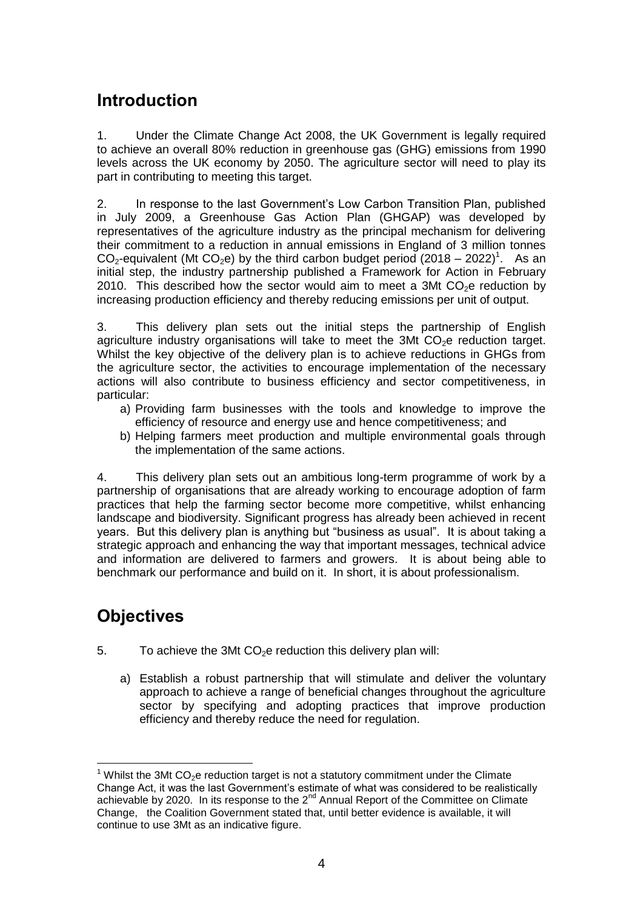## Introduction

1. Under the Climate Change Act 2008, the UK Government is legally required to achieve an overall 80% reduction in greenhouse gas (GHG) emissions from 1990 levels across the UK economy by 2050. The agriculture sector will need to play its part in contributing to meeting this target.

2. In response to the last Government's Low Carbon Transition Plan, published in July 2009, a Greenhouse Gas Action Plan (GHGAP) was developed by representatives of the agriculture industry as the principal mechanism for delivering their commitment to a reduction in annual emissions in England of 3 million tonnes $CO_2$-equivalent (Mt $CO_2$e) by the third carbon budget period (2018 – 2022)[1]. As an initial step, the industry partnership published a Framework for Action in February 2010. This described how the sector would aim to meet a 3Mt $CO_2$e reduction by increasing production efficiency and thereby reducing emissions per unit of output.

3. This delivery plan sets out the initial steps the partnership of English agriculture industry organisations will take to meet the 3Mt $CO_2$e reduction target. Whilst the key objective of the delivery plan is to achieve reductions in GHGs from the agriculture sector, the activities to encourage implementation of the necessary actions will also contribute to business efficiency and sector competitiveness, in particular:

   a) Providing farm businesses with the tools and knowledge to improve the efficiency of resource and energy use and hence competitiveness; and
   b) Helping farmers meet production and multiple environmental goals through the implementation of the same actions.

4. This delivery plan sets out an ambitious long-term programme of work by a partnership of organisations that are already working to encourage adoption of farm practices that help the farming sector become more competitive, whilst enhancing landscape and biodiversity. Significant progress has already been achieved in recent years. But this delivery plan is anything but "business as usual". It is about taking a strategic approach and enhancing the way that important messages, technical advice and information are delivered to farmers and growers. It is about being able to benchmark our performance and build on it. In short, it is about professionalism.

## Objectives

5. To achieve the 3Mt $CO_2$e reduction this delivery plan will:

   a) Establish a robust partnership that will stimulate and deliver the voluntary approach to achieve a range of beneficial changes throughout the agriculture sector by specifying and adopting practices that improve production efficiency and thereby reduce the need for regulation.

[1] Whilst the 3Mt $CO_2$e reduction target is not a statutory commitment under the Climate Change Act, it was the last Government's estimate of what was considered to be realistically achievable by 2020. In its response to the 2nd Annual Report of the Committee on Climate Change, the Coalition Government stated that, until better evidence is available, it will continue to use 3Mt as an indicative figure.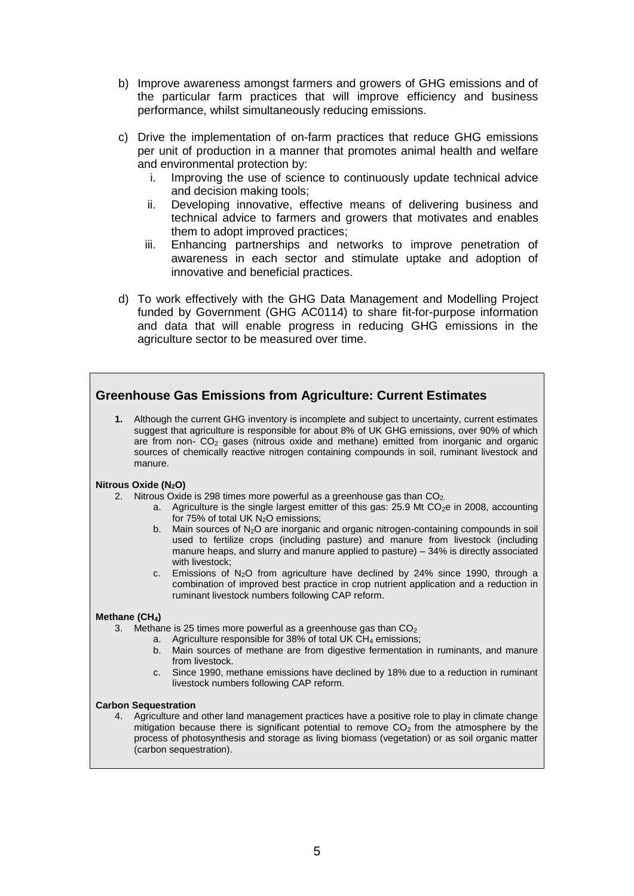b) Improve awareness amongst farmers and growers of GHG emissions and of the particular farm practices that will improve efficiency and business performance, whilst simultaneously reducing emissions.

c) Drive the implementation of on-farm practices that reduce GHG emissions per unit of production in a manner that promotes animal health and welfare and environmental protection by:
   i. Improving the use of science to continuously update technical advice and decision making tools;
   ii. Developing innovative, effective means of delivering business and technical advice to farmers and growers that motivates and enables them to adopt improved practices;
   iii. Enhancing partnerships and networks to improve penetration of awareness in each sector and stimulate uptake and adoption of innovative and beneficial practices.

d) To work effectively with the GHG Data Management and Modelling Project funded by Government (GHG AC0114) to share fit-for-purpose information and data that will enable progress in reducing GHG emissions in the agriculture sector to be measured over time.

## Greenhouse Gas Emissions from Agriculture: Current Estimates

**1.** Although the current GHG inventory is incomplete and subject to uncertainty, current estimates suggest that agriculture is responsible for about 8% of UK GHG emissions, over 90% of which are from non- $CO_2$ gases (nitrous oxide and methane) emitted from inorganic and organic sources of chemically reactive nitrogen containing compounds in soil, ruminant livestock and manure.

**Nitrous Oxide ($N_2O$)**

2. Nitrous Oxide is 298 times more powerful as a greenhouse gas than $CO_2$.
   a. Agriculture is the single largest emitter of this gas: 25.9 Mt $CO_2$e in 2008, accounting for 75% of total UK $N_2O$ emissions;
   b. Main sources of $N_2O$ are inorganic and organic nitrogen-containing compounds in soil used to fertilize crops (including pasture) and manure from livestock (including manure heaps, and slurry and manure applied to pasture) – 34% is directly associated with livestock;
   c. Emissions of $N_2O$ from agriculture have declined by 24% since 1990, through a combination of improved best practice in crop nutrient application and a reduction in ruminant livestock numbers following CAP reform.

**Methane ($CH_4$)**

3. Methane is 25 times more powerful as a greenhouse gas than $CO_2$
   a. Agriculture responsible for 38% of total UK $CH_4$ emissions;
   b. Main sources of methane are from digestive fermentation in ruminants, and manure from livestock.
   c. Since 1990, methane emissions have declined by 18% due to a reduction in ruminant livestock numbers following CAP reform.

**Carbon Sequestration**

4. Agriculture and other land management practices have a positive role to play in climate change mitigation because there is significant potential to remove $CO_2$ from the atmosphere by the process of photosynthesis and storage as living biomass (vegetation) or as soil organic matter (carbon sequestration).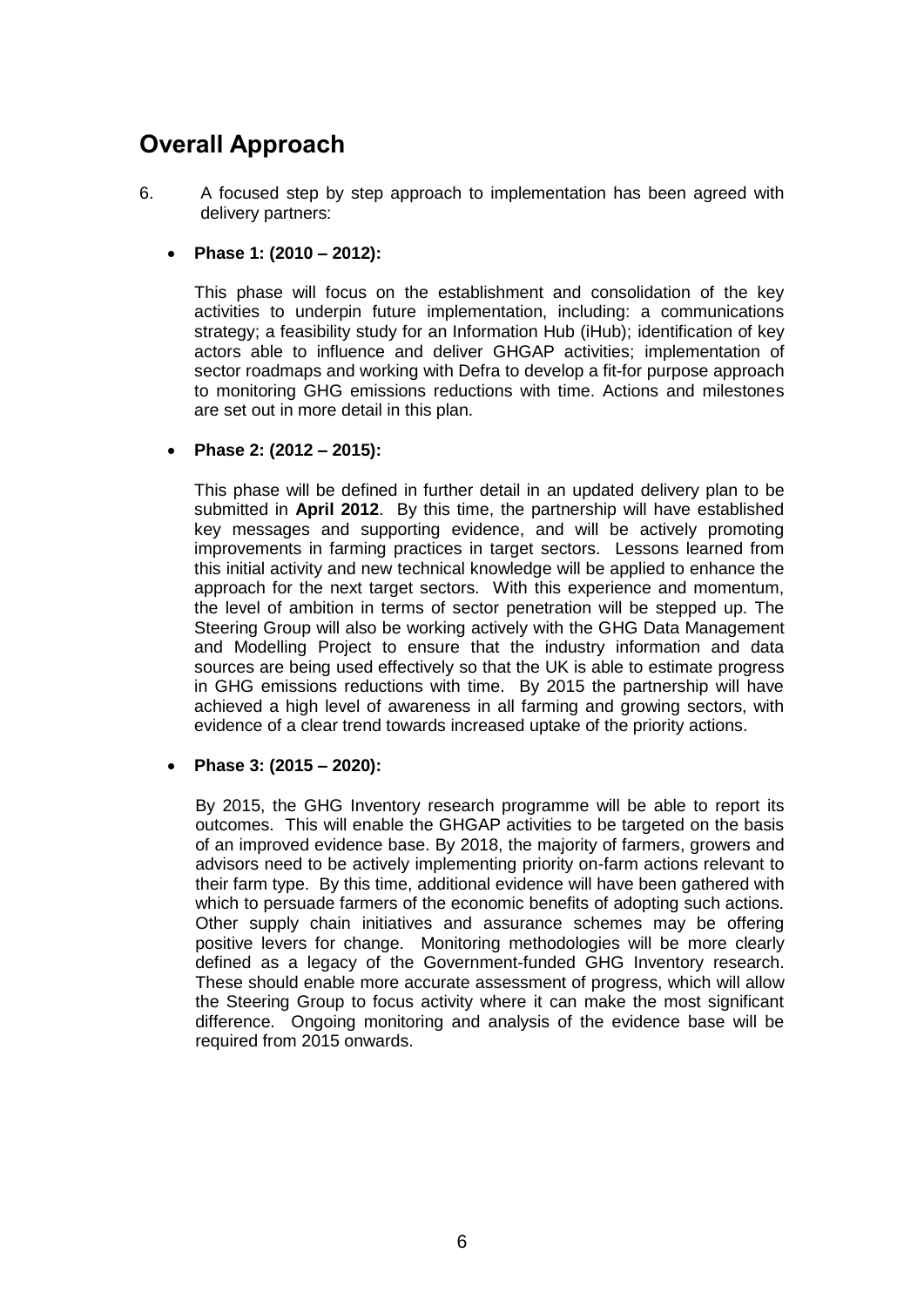## Overall Approach

6. A focused step by step approach to implementation has been agreed with delivery partners:

- **Phase 1: (2010 – 2012):**

  This phase will focus on the establishment and consolidation of the key activities to underpin future implementation, including: a communications strategy; a feasibility study for an Information Hub (iHub); identification of key actors able to influence and deliver GHGAP activities; implementation of sector roadmaps and working with Defra to develop a fit-for purpose approach to monitoring GHG emissions reductions with time. Actions and milestones are set out in more detail in this plan.

- **Phase 2: (2012 – 2015):**

  This phase will be defined in further detail in an updated delivery plan to be submitted in **April 2012**. By this time, the partnership will have established key messages and supporting evidence, and will be actively promoting improvements in farming practices in target sectors. Lessons learned from this initial activity and new technical knowledge will be applied to enhance the approach for the next target sectors. With this experience and momentum, the level of ambition in terms of sector penetration will be stepped up. The Steering Group will also be working actively with the GHG Data Management and Modelling Project to ensure that the industry information and data sources are being used effectively so that the UK is able to estimate progress in GHG emissions reductions with time. By 2015 the partnership will have achieved a high level of awareness in all farming and growing sectors, with evidence of a clear trend towards increased uptake of the priority actions.

- **Phase 3: (2015 – 2020):**

  By 2015, the GHG Inventory research programme will be able to report its outcomes. This will enable the GHGAP activities to be targeted on the basis of an improved evidence base. By 2018, the majority of farmers, growers and advisors need to be actively implementing priority on-farm actions relevant to their farm type. By this time, additional evidence will have been gathered with which to persuade farmers of the economic benefits of adopting such actions. Other supply chain initiatives and assurance schemes may be offering positive levers for change. Monitoring methodologies will be more clearly defined as a legacy of the Government-funded GHG Inventory research. These should enable more accurate assessment of progress, which will allow the Steering Group to focus activity where it can make the most significant difference. Ongoing monitoring and analysis of the evidence base will be required from 2015 onwards.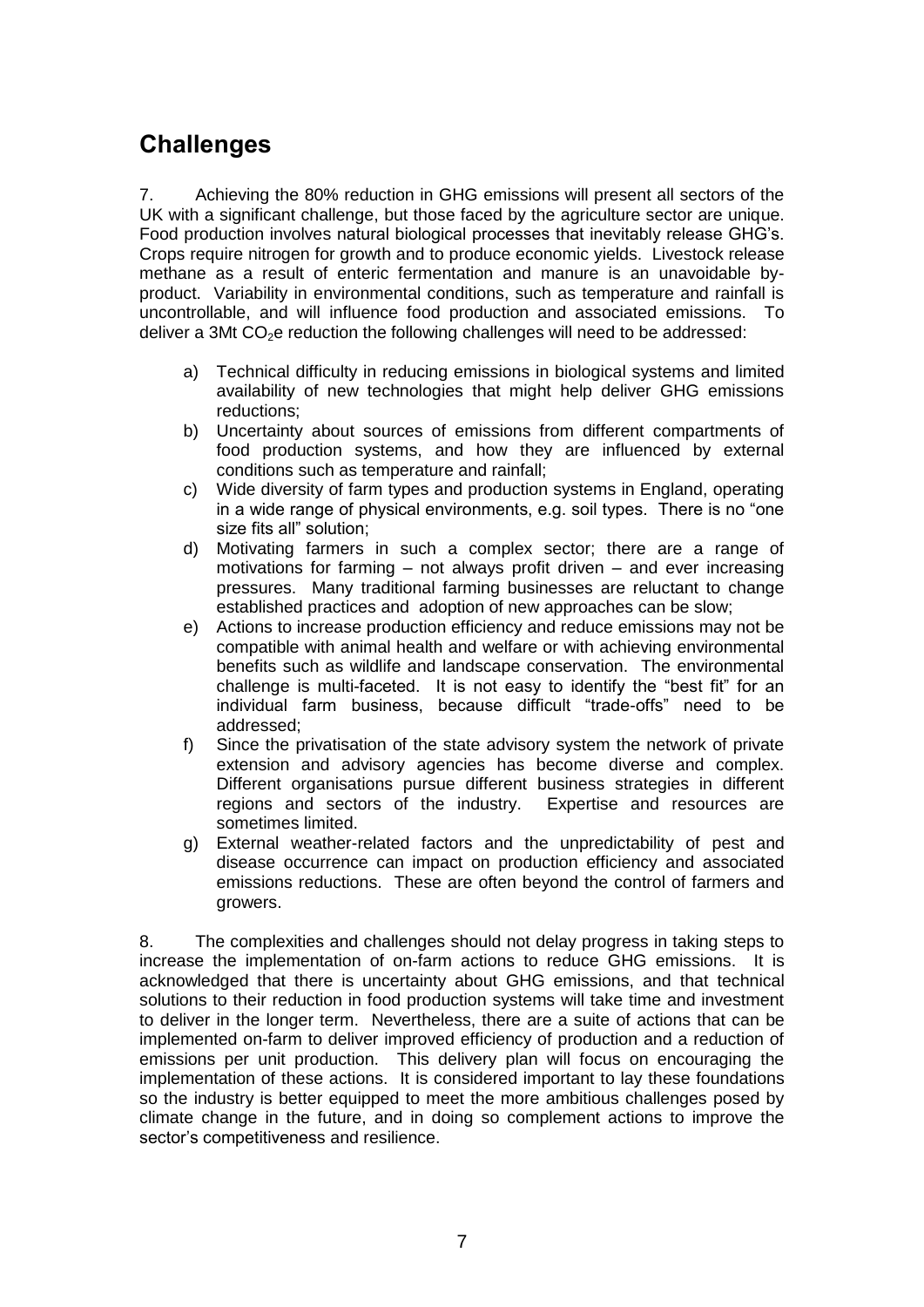## Challenges

7. Achieving the 80% reduction in GHG emissions will present all sectors of the UK with a significant challenge, but those faced by the agriculture sector are unique. Food production involves natural biological processes that inevitably release GHG's. Crops require nitrogen for growth and to produce economic yields. Livestock release methane as a result of enteric fermentation and manure is an unavoidable by-product. Variability in environmental conditions, such as temperature and rainfall is uncontrollable, and will influence food production and associated emissions. To deliver a 3Mt $CO_2$e reduction the following challenges will need to be addressed:

a) Technical difficulty in reducing emissions in biological systems and limited availability of new technologies that might help deliver GHG emissions reductions;
b) Uncertainty about sources of emissions from different compartments of food production systems, and how they are influenced by external conditions such as temperature and rainfall;
c) Wide diversity of farm types and production systems in England, operating in a wide range of physical environments, e.g. soil types. There is no "one size fits all" solution;
d) Motivating farmers in such a complex sector; there are a range of motivations for farming – not always profit driven – and ever increasing pressures. Many traditional farming businesses are reluctant to change established practices and adoption of new approaches can be slow;
e) Actions to increase production efficiency and reduce emissions may not be compatible with animal health and welfare or with achieving environmental benefits such as wildlife and landscape conservation. The environmental challenge is multi-faceted. It is not easy to identify the "best fit" for an individual farm business, because difficult "trade-offs" need to be addressed;
f) Since the privatisation of the state advisory system the network of private extension and advisory agencies has become diverse and complex. Different organisations pursue different business strategies in different regions and sectors of the industry. Expertise and resources are sometimes limited.
g) External weather-related factors and the unpredictability of pest and disease occurrence can impact on production efficiency and associated emissions reductions. These are often beyond the control of farmers and growers.

8. The complexities and challenges should not delay progress in taking steps to increase the implementation of on-farm actions to reduce GHG emissions. It is acknowledged that there is uncertainty about GHG emissions, and that technical solutions to their reduction in food production systems will take time and investment to deliver in the longer term. Nevertheless, there are a suite of actions that can be implemented on-farm to deliver improved efficiency of production and a reduction of emissions per unit production. This delivery plan will focus on encouraging the implementation of these actions. It is considered important to lay these foundations so the industry is better equipped to meet the more ambitious challenges posed by climate change in the future, and in doing so complement actions to improve the sector's competitiveness and resilience.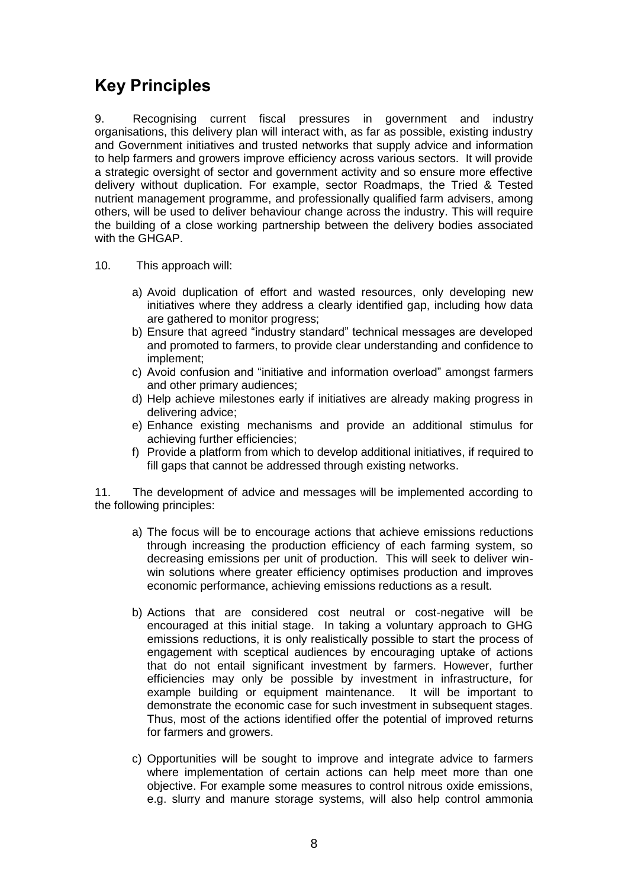## Key Principles

9. Recognising current fiscal pressures in government and industry organisations, this delivery plan will interact with, as far as possible, existing industry and Government initiatives and trusted networks that supply advice and information to help farmers and growers improve efficiency across various sectors. It will provide a strategic oversight of sector and government activity and so ensure more effective delivery without duplication. For example, sector Roadmaps, the Tried & Tested nutrient management programme, and professionally qualified farm advisers, among others, will be used to deliver behaviour change across the industry. This will require the building of a close working partnership between the delivery bodies associated with the GHGAP.

10. This approach will:

a) Avoid duplication of effort and wasted resources, only developing new initiatives where they address a clearly identified gap, including how data are gathered to monitor progress;
b) Ensure that agreed "industry standard" technical messages are developed and promoted to farmers, to provide clear understanding and confidence to implement;
c) Avoid confusion and "initiative and information overload" amongst farmers and other primary audiences;
d) Help achieve milestones early if initiatives are already making progress in delivering advice;
e) Enhance existing mechanisms and provide an additional stimulus for achieving further efficiencies;
f) Provide a platform from which to develop additional initiatives, if required to fill gaps that cannot be addressed through existing networks.

11. The development of advice and messages will be implemented according to the following principles:

a) The focus will be to encourage actions that achieve emissions reductions through increasing the production efficiency of each farming system, so decreasing emissions per unit of production. This will seek to deliver win-win solutions where greater efficiency optimises production and improves economic performance, achieving emissions reductions as a result.

b) Actions that are considered cost neutral or cost-negative will be encouraged at this initial stage. In taking a voluntary approach to GHG emissions reductions, it is only realistically possible to start the process of engagement with sceptical audiences by encouraging uptake of actions that do not entail significant investment by farmers. However, further efficiencies may only be possible by investment in infrastructure, for example building or equipment maintenance. It will be important to demonstrate the economic case for such investment in subsequent stages. Thus, most of the actions identified offer the potential of improved returns for farmers and growers.

c) Opportunities will be sought to improve and integrate advice to farmers where implementation of certain actions can help meet more than one objective. For example some measures to control nitrous oxide emissions, e.g. slurry and manure storage systems, will also help control ammonia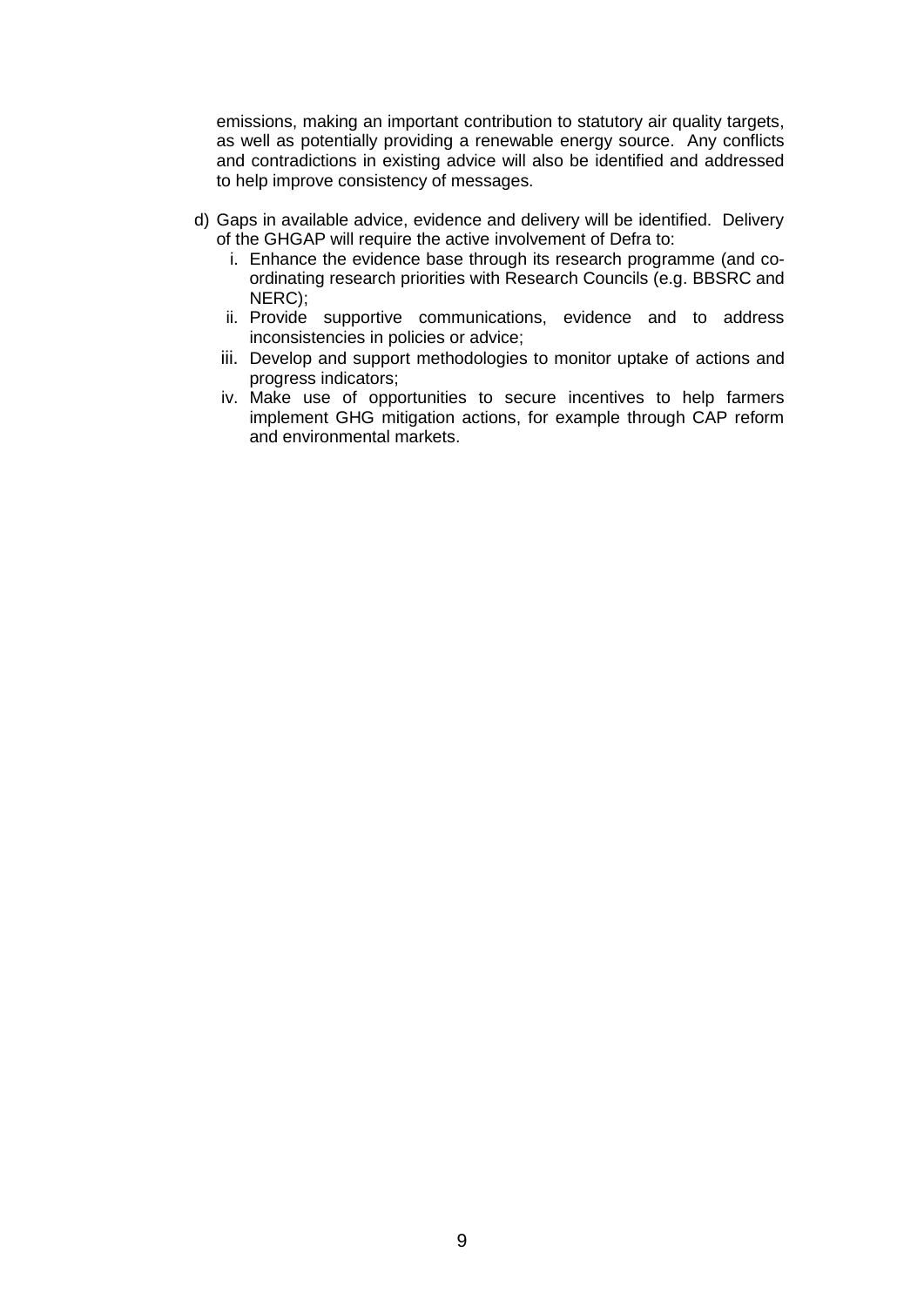emissions, making an important contribution to statutory air quality targets, as well as potentially providing a renewable energy source. Any conflicts and contradictions in existing advice will also be identified and addressed to help improve consistency of messages.

d) Gaps in available advice, evidence and delivery will be identified. Delivery of the GHGAP will require the active involvement of Defra to:
   i. Enhance the evidence base through its research programme (and co-ordinating research priorities with Research Councils (e.g. BBSRC and NERC);
   ii. Provide supportive communications, evidence and to address inconsistencies in policies or advice;
   iii. Develop and support methodologies to monitor uptake of actions and progress indicators;
   iv. Make use of opportunities to secure incentives to help farmers implement GHG mitigation actions, for example through CAP reform and environmental markets.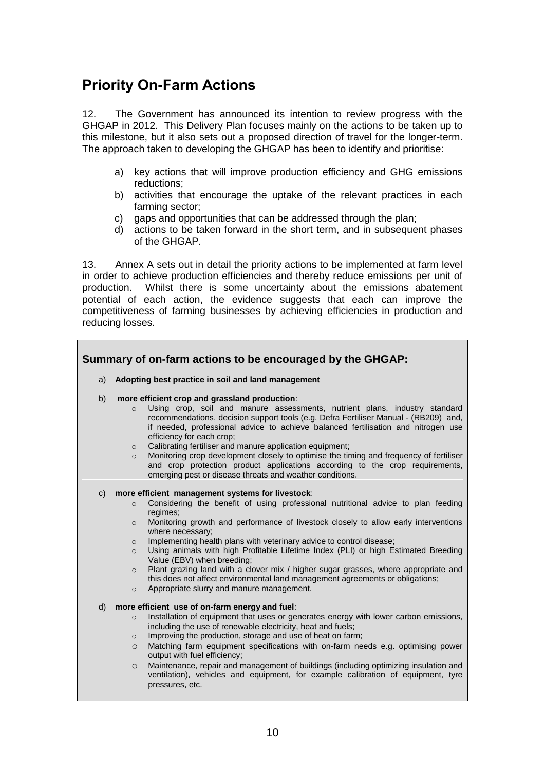## Priority On-Farm Actions

12. The Government has announced its intention to review progress with the GHGAP in 2012. This Delivery Plan focuses mainly on the actions to be taken up to this milestone, but it also sets out a proposed direction of travel for the longer-term. The approach taken to developing the GHGAP has been to identify and prioritise:

a) key actions that will improve production efficiency and GHG emissions reductions;
b) activities that encourage the uptake of the relevant practices in each farming sector;
c) gaps and opportunities that can be addressed through the plan;
d) actions to be taken forward in the short term, and in subsequent phases of the GHGAP.

13. Annex A sets out in detail the priority actions to be implemented at farm level in order to achieve production efficiencies and thereby reduce emissions per unit of production. Whilst there is some uncertainty about the emissions abatement potential of each action, the evidence suggests that each can improve the competitiveness of farming businesses by achieving efficiencies in production and reducing losses.

### Summary of on-farm actions to be encouraged by the GHGAP:

a) **Adopting best practice in soil and land management**

b) **more efficient crop and grassland production**:
   - Using crop, soil and manure assessments, nutrient plans, industry standard recommendations, decision support tools (e.g. Defra Fertiliser Manual - (RB209) and, if needed, professional advice to achieve balanced fertilisation and nitrogen use efficiency for each crop;
   - Calibrating fertiliser and manure application equipment;
   - Monitoring crop development closely to optimise the timing and frequency of fertiliser and crop protection product applications according to the crop requirements, emerging pest or disease threats and weather conditions.

c) **more efficient management systems for livestock**:
   - Considering the benefit of using professional nutritional advice to plan feeding regimes;
   - Monitoring growth and performance of livestock closely to allow early interventions where necessary;
   - Implementing health plans with veterinary advice to control disease;
   - Using animals with high Profitable Lifetime Index (PLI) or high Estimated Breeding Value (EBV) when breeding;
   - Plant grazing land with a clover mix / higher sugar grasses, where appropriate and this does not affect environmental land management agreements or obligations;
   - Appropriate slurry and manure management.

d) **more efficient use of on-farm energy and fuel**:
   - Installation of equipment that uses or generates energy with lower carbon emissions, including the use of renewable electricity, heat and fuels;
   - Improving the production, storage and use of heat on farm;
   - Matching farm equipment specifications with on-farm needs e.g. optimising power output with fuel efficiency;
   - Maintenance, repair and management of buildings (including optimizing insulation and ventilation), vehicles and equipment, for example calibration of equipment, tyre pressures, etc.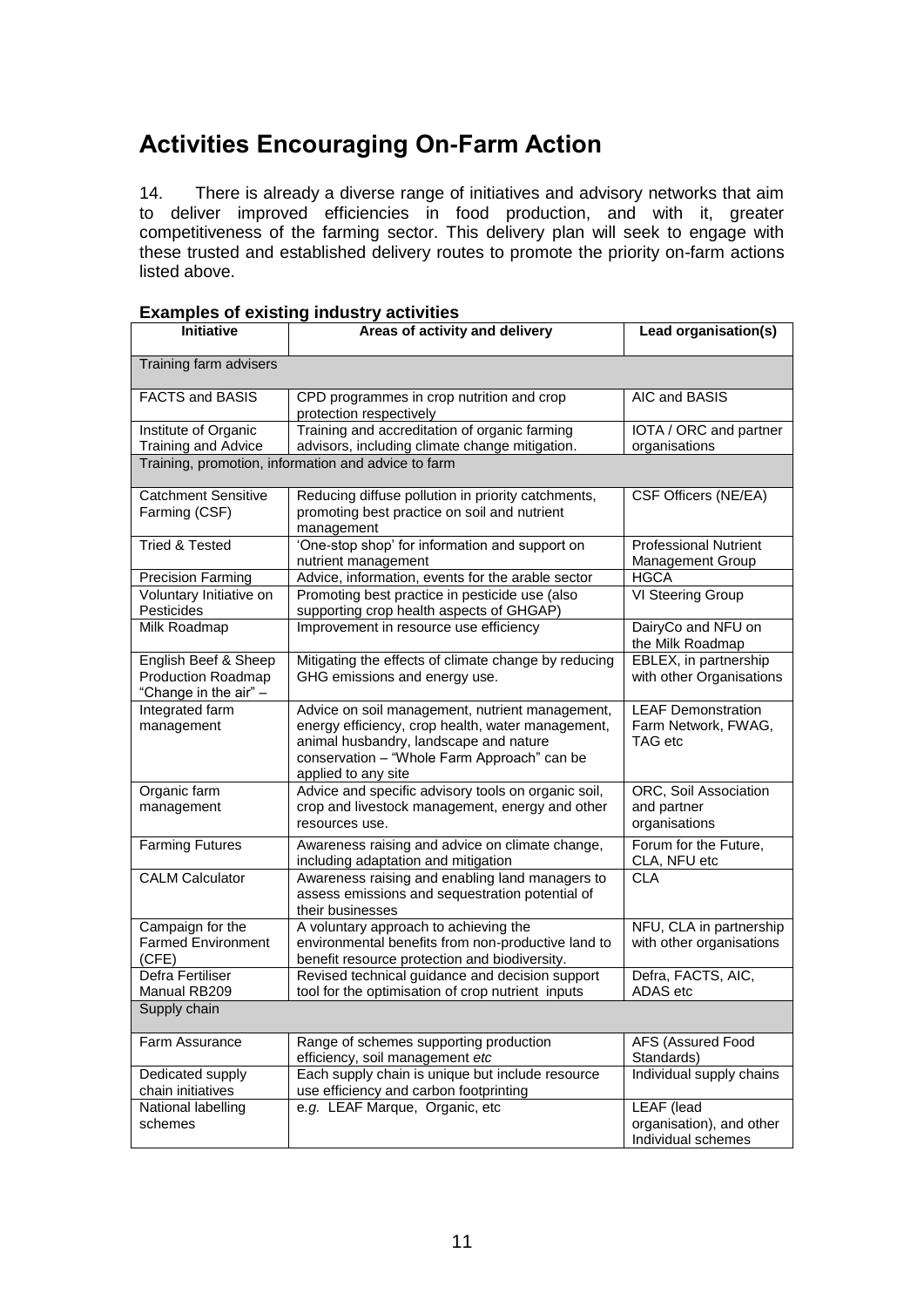# Activities Encouraging On-Farm Action

14. There is already a diverse range of initiatives and advisory networks that aim to deliver improved efficiencies in food production, and with it, greater competitiveness of the farming sector. This delivery plan will seek to engage with these trusted and established delivery routes to promote the priority on-farm actions listed above.

**Examples of existing industry activities**

| Initiative | Areas of activity and delivery | Lead organisation(s) |
|---|---|---|
| Training farm advisers | | |
| FACTS and BASIS | CPD programmes in crop nutrition and crop protection respectively | AIC and BASIS |
| Institute of Organic Training and Advice | Training and accreditation of organic farming advisors, including climate change mitigation. | IOTA / ORC and partner organisations |
| Training, promotion, information and advice to farm | | |
| Catchment Sensitive Farming (CSF) | Reducing diffuse pollution in priority catchments, promoting best practice on soil and nutrient management | CSF Officers (NE/EA) |
| Tried & Tested | 'One-stop shop' for information and support on nutrient management | Professional Nutrient Management Group |
| Precision Farming | Advice, information, events for the arable sector | HGCA |
| Voluntary Initiative on Pesticides | Promoting best practice in pesticide use (also supporting crop health aspects of GHGAP) | VI Steering Group |
| Milk Roadmap | Improvement in resource use efficiency | DairyCo and NFU on the Milk Roadmap |
| English Beef & Sheep Production Roadmap "Change in the air" – | Mitigating the effects of climate change by reducing GHG emissions and energy use. | EBLEX, in partnership with other Organisations |
| Integrated farm management | Advice on soil management, nutrient management, energy efficiency, crop health, water management, animal husbandry, landscape and nature conservation – "Whole Farm Approach" can be applied to any site | LEAF Demonstration Farm Network, FWAG, TAG etc |
| Organic farm management | Advice and specific advisory tools on organic soil, crop and livestock management, energy and other resources use. | ORC, Soil Association and partner organisations |
| Farming Futures | Awareness raising and advice on climate change, including adaptation and mitigation | Forum for the Future, CLA, NFU etc |
| CALM Calculator | Awareness raising and enabling land managers to assess emissions and sequestration potential of their businesses | CLA |
| Campaign for the Farmed Environment (CFE) | A voluntary approach to achieving the environmental benefits from non-productive land to benefit resource protection and biodiversity. | NFU, CLA in partnership with other organisations |
| Defra Fertiliser Manual RB209 | Revised technical guidance and decision support tool for the optimisation of crop nutrient inputs | Defra, FACTS, AIC, ADAS etc |
| Supply chain | | |
| Farm Assurance | Range of schemes supporting production efficiency, soil management *etc* | AFS (Assured Food Standards) |
| Dedicated supply chain initiatives | Each supply chain is unique but include resource use efficiency and carbon footprinting | Individual supply chains |
| National labelling schemes | *e.g.* LEAF Marque, Organic, etc | LEAF (lead organisation), and other Individual schemes |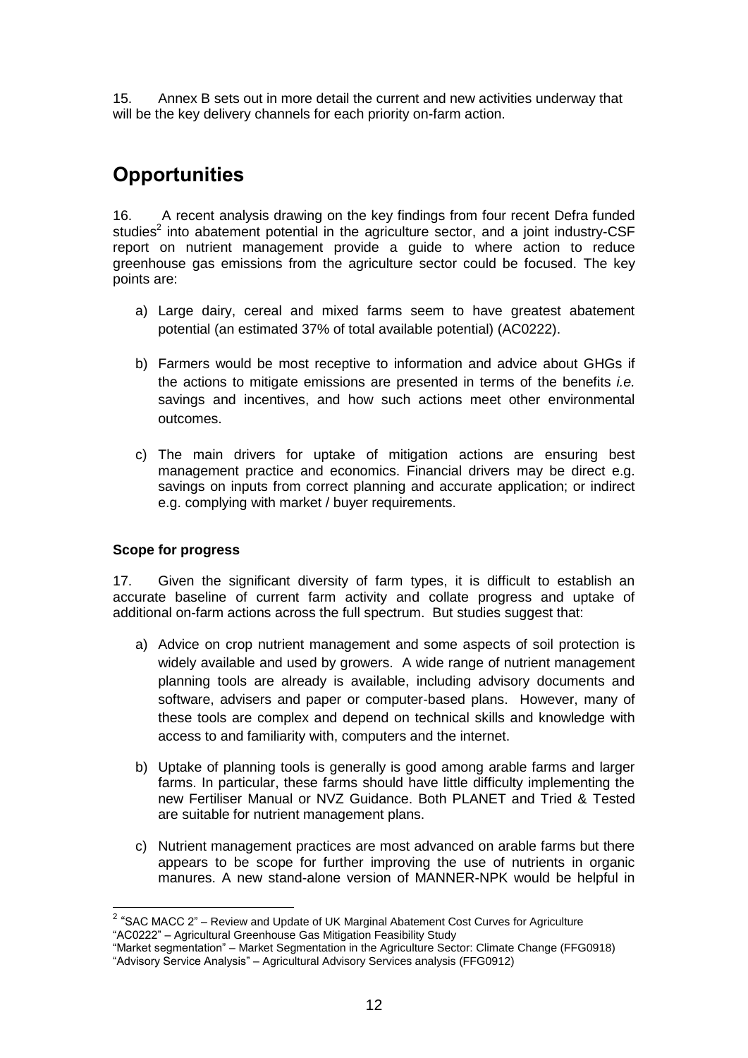15. Annex B sets out in more detail the current and new activities underway that will be the key delivery channels for each priority on-farm action.

## Opportunities

16. A recent analysis drawing on the key findings from four recent Defra funded studies[2] into abatement potential in the agriculture sector, and a joint industry-CSF report on nutrient management provide a guide to where action to reduce greenhouse gas emissions from the agriculture sector could be focused. The key points are:

a) Large dairy, cereal and mixed farms seem to have greatest abatement potential (an estimated 37% of total available potential) (AC0222).

b) Farmers would be most receptive to information and advice about GHGs if the actions to mitigate emissions are presented in terms of the benefits *i.e.* savings and incentives, and how such actions meet other environmental outcomes.

c) The main drivers for uptake of mitigation actions are ensuring best management practice and economics. Financial drivers may be direct e.g. savings on inputs from correct planning and accurate application; or indirect e.g. complying with market / buyer requirements.

**Scope for progress**

17. Given the significant diversity of farm types, it is difficult to establish an accurate baseline of current farm activity and collate progress and uptake of additional on-farm actions across the full spectrum. But studies suggest that:

a) Advice on crop nutrient management and some aspects of soil protection is widely available and used by growers. A wide range of nutrient management planning tools are already is available, including advisory documents and software, advisers and paper or computer-based plans. However, many of these tools are complex and depend on technical skills and knowledge with access to and familiarity with, computers and the internet.

b) Uptake of planning tools is generally is good among arable farms and larger farms. In particular, these farms should have little difficulty implementing the new Fertiliser Manual or NVZ Guidance. Both PLANET and Tried & Tested are suitable for nutrient management plans.

c) Nutrient management practices are most advanced on arable farms but there appears to be scope for further improving the use of nutrients in organic manures. A new stand-alone version of MANNER-NPK would be helpful in

---

[2] "SAC MACC 2" – Review and Update of UK Marginal Abatement Cost Curves for Agriculture
"AC0222" – Agricultural Greenhouse Gas Mitigation Feasibility Study
"Market segmentation" – Market Segmentation in the Agriculture Sector: Climate Change (FFG0918)
"Advisory Service Analysis" – Agricultural Advisory Services analysis (FFG0912)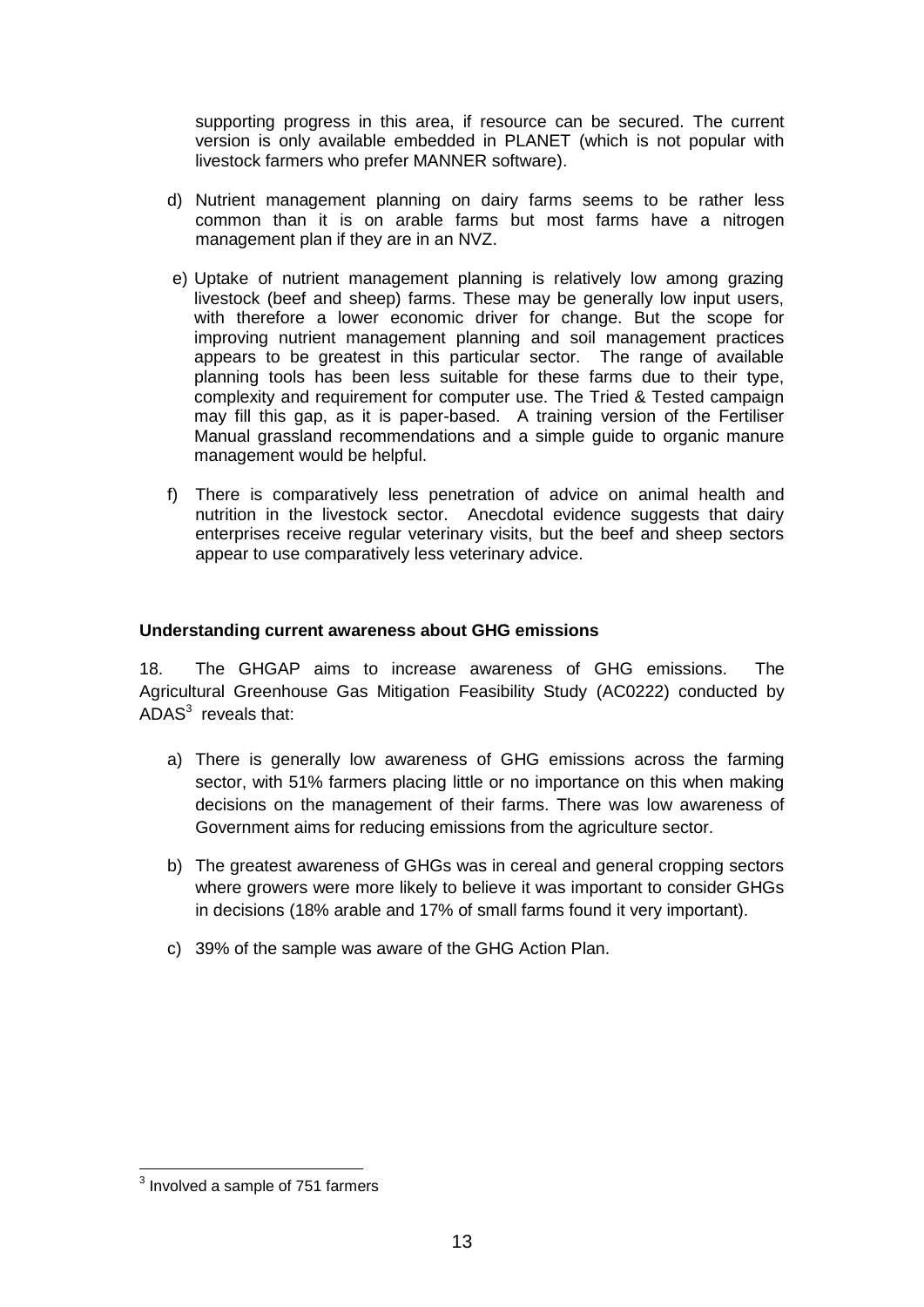supporting progress in this area, if resource can be secured. The current version is only available embedded in PLANET (which is not popular with livestock farmers who prefer MANNER software).

d) Nutrient management planning on dairy farms seems to be rather less common than it is on arable farms but most farms have a nitrogen management plan if they are in an NVZ.

e) Uptake of nutrient management planning is relatively low among grazing livestock (beef and sheep) farms. These may be generally low input users, with therefore a lower economic driver for change. But the scope for improving nutrient management planning and soil management practices appears to be greatest in this particular sector. The range of available planning tools has been less suitable for these farms due to their type, complexity and requirement for computer use. The Tried & Tested campaign may fill this gap, as it is paper-based. A training version of the Fertiliser Manual grassland recommendations and a simple guide to organic manure management would be helpful.

f) There is comparatively less penetration of advice on animal health and nutrition in the livestock sector. Anecdotal evidence suggests that dairy enterprises receive regular veterinary visits, but the beef and sheep sectors appear to use comparatively less veterinary advice.

**Understanding current awareness about GHG emissions**

18. The GHGAP aims to increase awareness of GHG emissions. The Agricultural Greenhouse Gas Mitigation Feasibility Study (AC0222) conducted by ADAS[3] reveals that:

a) There is generally low awareness of GHG emissions across the farming sector, with 51% farmers placing little or no importance on this when making decisions on the management of their farms. There was low awareness of Government aims for reducing emissions from the agriculture sector.

b) The greatest awareness of GHGs was in cereal and general cropping sectors where growers were more likely to believe it was important to consider GHGs in decisions (18% arable and 17% of small farms found it very important).

c) 39% of the sample was aware of the GHG Action Plan.

[3] Involved a sample of 751 farmers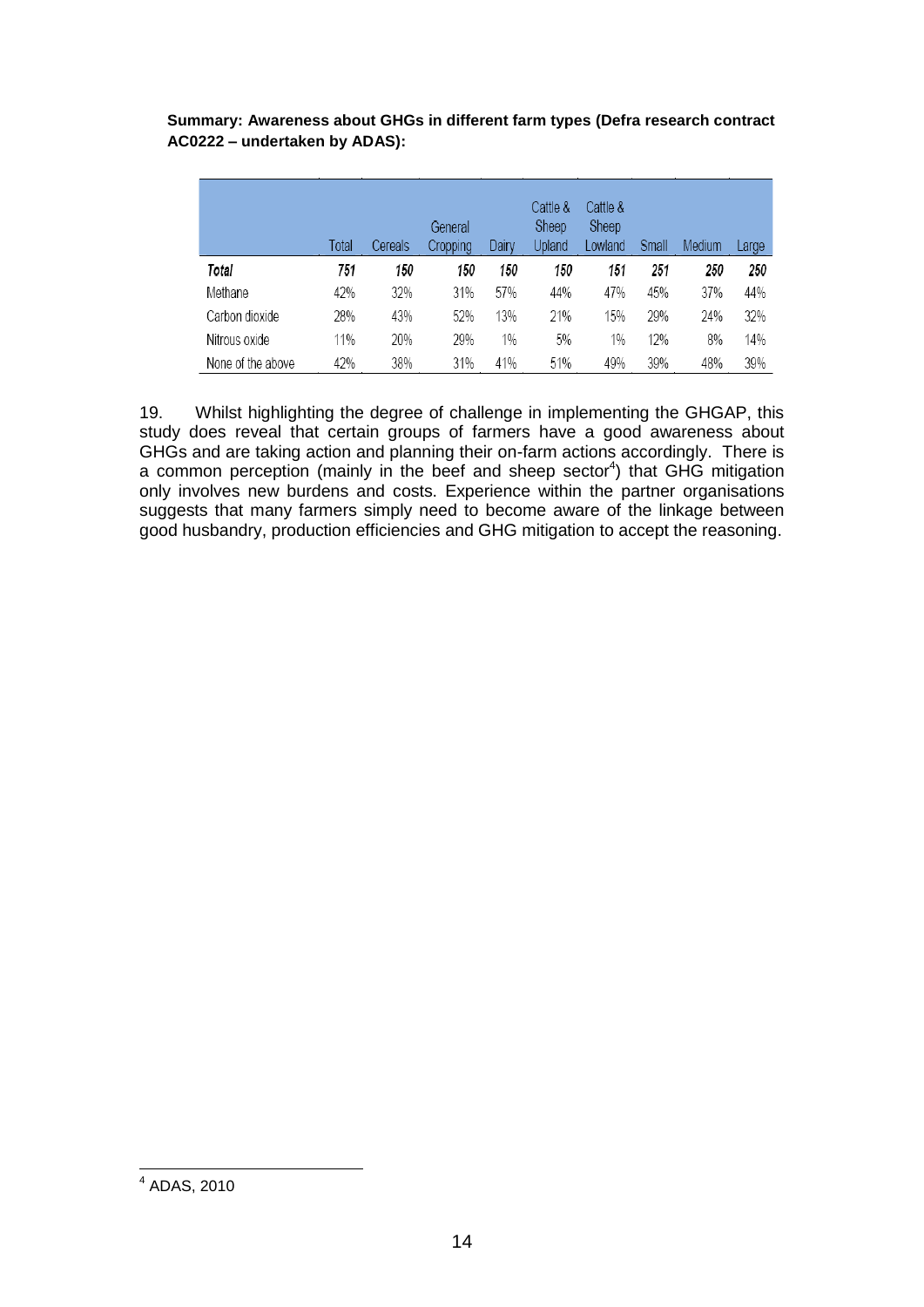**Summary: Awareness about GHGs in different farm types (Defra research contract AC0222 – undertaken by ADAS):**

| | Total | Cereals | General Cropping | Dairy | Cattle & Sheep Upland | Cattle & Sheep Lowland | Small | Medium | Large |
|---|---|---|---|---|---|---|---|---|---|
| ***Total*** | ***751*** | ***150*** | ***150*** | ***150*** | ***150*** | ***151*** | ***251*** | ***250*** | ***250*** |
| Methane | 42% | 32% | 31% | 57% | 44% | 47% | 45% | 37% | 44% |
| Carbon dioxide | 28% | 43% | 52% | 13% | 21% | 15% | 29% | 24% | 32% |
| Nitrous oxide | 11% | 20% | 29% | 1% | 5% | 1% | 12% | 8% | 14% |
| None of the above | 42% | 38% | 31% | 41% | 51% | 49% | 39% | 48% | 39% |

19. Whilst highlighting the degree of challenge in implementing the GHGAP, this study does reveal that certain groups of farmers have a good awareness about GHGs and are taking action and planning their on-farm actions accordingly. There is a common perception (mainly in the beef and sheep sector[4]) that GHG mitigation only involves new burdens and costs. Experience within the partner organisations suggests that many farmers simply need to become aware of the linkage between good husbandry, production efficiencies and GHG mitigation to accept the reasoning.

[4] ADAS, 2010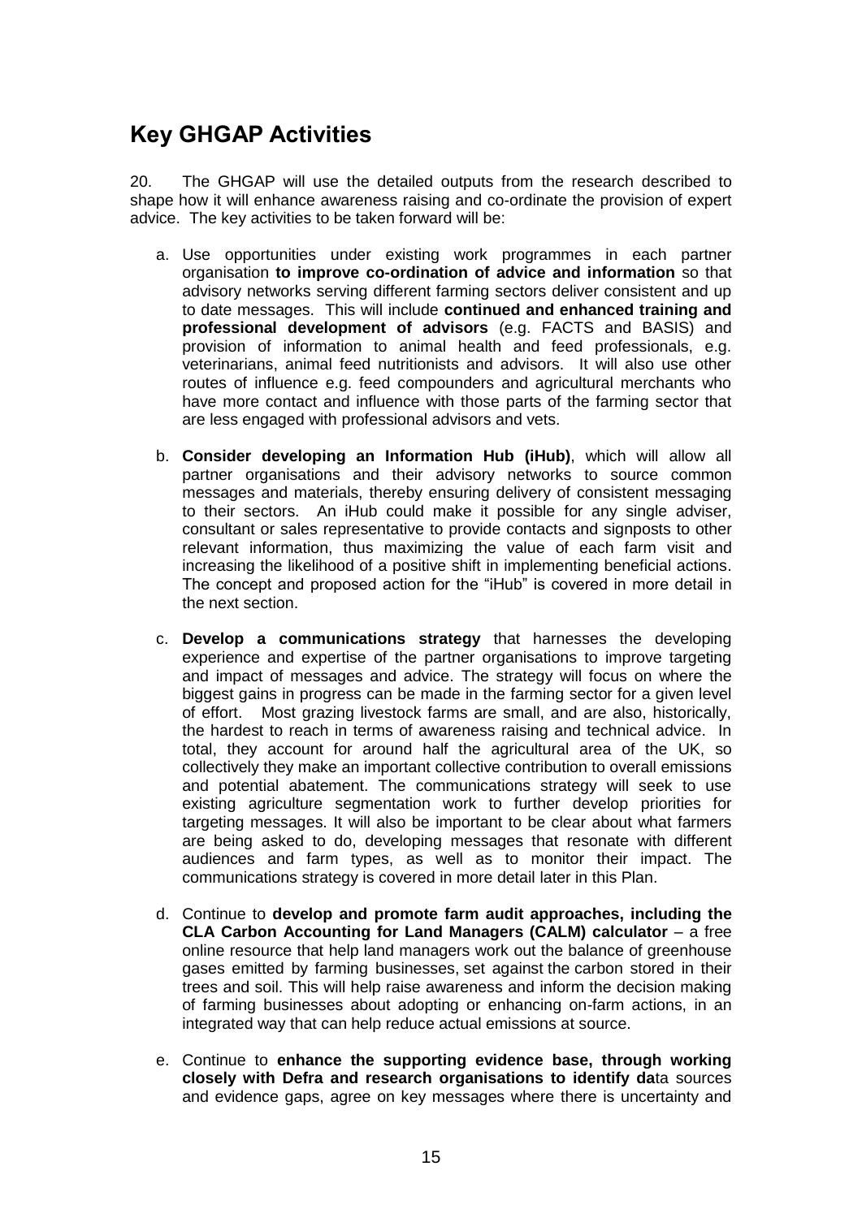## Key GHGAP Activities

20. The GHGAP will use the detailed outputs from the research described to shape how it will enhance awareness raising and co-ordinate the provision of expert advice. The key activities to be taken forward will be:

a. Use opportunities under existing work programmes in each partner organisation **to improve co-ordination of advice and information** so that advisory networks serving different farming sectors deliver consistent and up to date messages. This will include **continued and enhanced training and professional development of advisors** (e.g. FACTS and BASIS) and provision of information to animal health and feed professionals, e.g. veterinarians, animal feed nutritionists and advisors. It will also use other routes of influence e.g. feed compounders and agricultural merchants who have more contact and influence with those parts of the farming sector that are less engaged with professional advisors and vets.

b. **Consider developing an Information Hub (iHub)**, which will allow all partner organisations and their advisory networks to source common messages and materials, thereby ensuring delivery of consistent messaging to their sectors. An iHub could make it possible for any single adviser, consultant or sales representative to provide contacts and signposts to other relevant information, thus maximizing the value of each farm visit and increasing the likelihood of a positive shift in implementing beneficial actions. The concept and proposed action for the "iHub" is covered in more detail in the next section.

c. **Develop a communications strategy** that harnesses the developing experience and expertise of the partner organisations to improve targeting and impact of messages and advice. The strategy will focus on where the biggest gains in progress can be made in the farming sector for a given level of effort. Most grazing livestock farms are small, and are also, historically, the hardest to reach in terms of awareness raising and technical advice. In total, they account for around half the agricultural area of the UK, so collectively they make an important collective contribution to overall emissions and potential abatement. The communications strategy will seek to use existing agriculture segmentation work to further develop priorities for targeting messages. It will also be important to be clear about what farmers are being asked to do, developing messages that resonate with different audiences and farm types, as well as to monitor their impact. The communications strategy is covered in more detail later in this Plan.

d. Continue to **develop and promote farm audit approaches, including the CLA Carbon Accounting for Land Managers (CALM) calculator** – a free online resource that help land managers work out the balance of greenhouse gases emitted by farming businesses, set against the carbon stored in their trees and soil. This will help raise awareness and inform the decision making of farming businesses about adopting or enhancing on-farm actions, in an integrated way that can help reduce actual emissions at source.

e. Continue to **enhance the supporting evidence base, through working closely with Defra and research organisations to identify da**ta sources and evidence gaps, agree on key messages where there is uncertainty and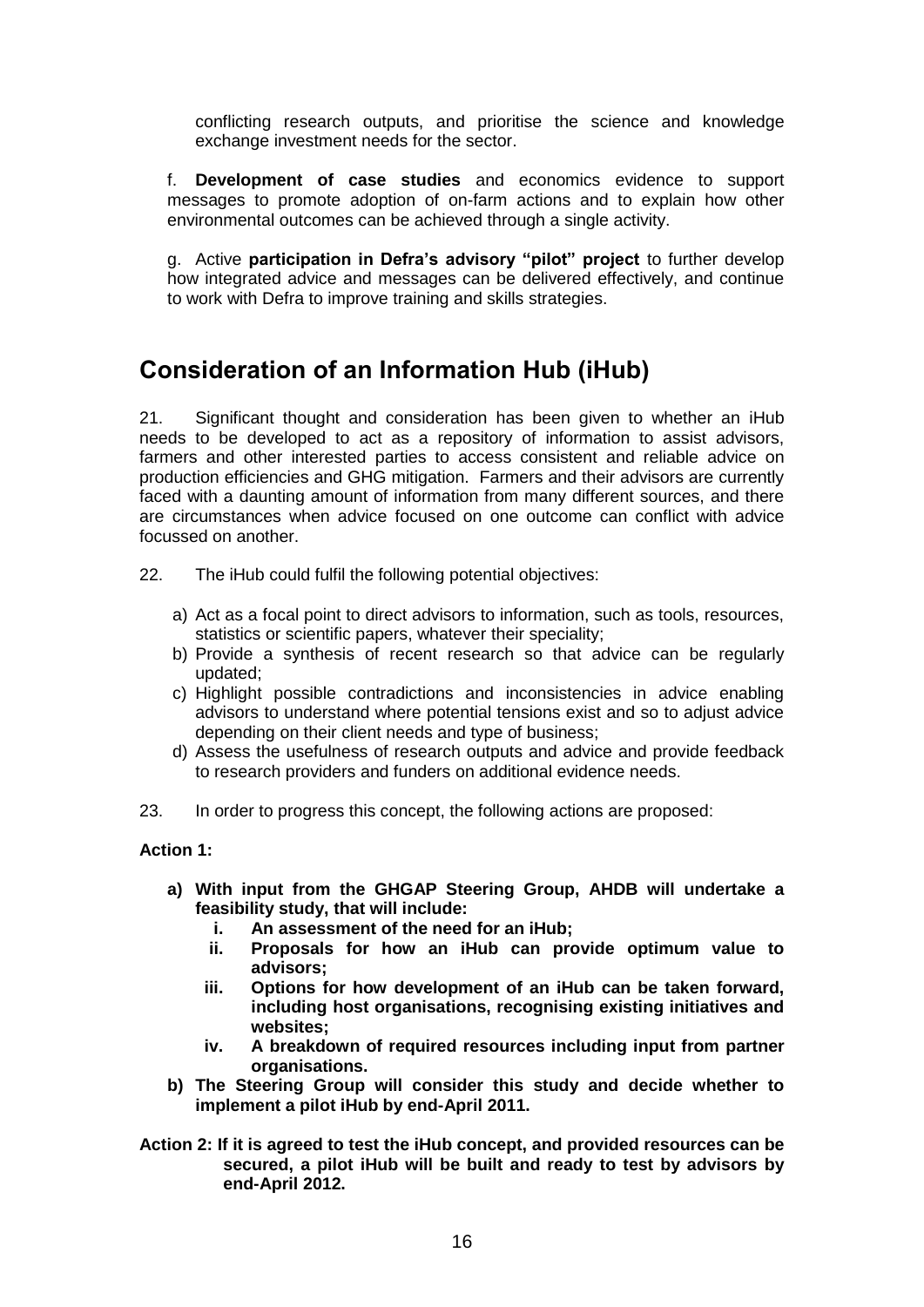conflicting research outputs, and prioritise the science and knowledge exchange investment needs for the sector.

f. **Development of case studies** and economics evidence to support messages to promote adoption of on-farm actions and to explain how other environmental outcomes can be achieved through a single activity.

g. Active **participation in Defra's advisory "pilot" project** to further develop how integrated advice and messages can be delivered effectively, and continue to work with Defra to improve training and skills strategies.

## Consideration of an Information Hub (iHub)

21. Significant thought and consideration has been given to whether an iHub needs to be developed to act as a repository of information to assist advisors, farmers and other interested parties to access consistent and reliable advice on production efficiencies and GHG mitigation. Farmers and their advisors are currently faced with a daunting amount of information from many different sources, and there are circumstances when advice focused on one outcome can conflict with advice focussed on another.

22. The iHub could fulfil the following potential objectives:

a) Act as a focal point to direct advisors to information, such as tools, resources, statistics or scientific papers, whatever their speciality;
b) Provide a synthesis of recent research so that advice can be regularly updated;
c) Highlight possible contradictions and inconsistencies in advice enabling advisors to understand where potential tensions exist and so to adjust advice depending on their client needs and type of business;
d) Assess the usefulness of research outputs and advice and provide feedback to research providers and funders on additional evidence needs.

23. In order to progress this concept, the following actions are proposed:

**Action 1:**

**a) With input from the GHGAP Steering Group, AHDB will undertake a feasibility study, that will include:**
   **i. An assessment of the need for an iHub;**
   **ii. Proposals for how an iHub can provide optimum value to advisors;**
   **iii. Options for how development of an iHub can be taken forward, including host organisations, recognising existing initiatives and websites;**
   **iv. A breakdown of required resources including input from partner organisations.**

**b) The Steering Group will consider this study and decide whether to implement a pilot iHub by end-April 2011.**

**Action 2: If it is agreed to test the iHub concept, and provided resources can be secured, a pilot iHub will be built and ready to test by advisors by end-April 2012.**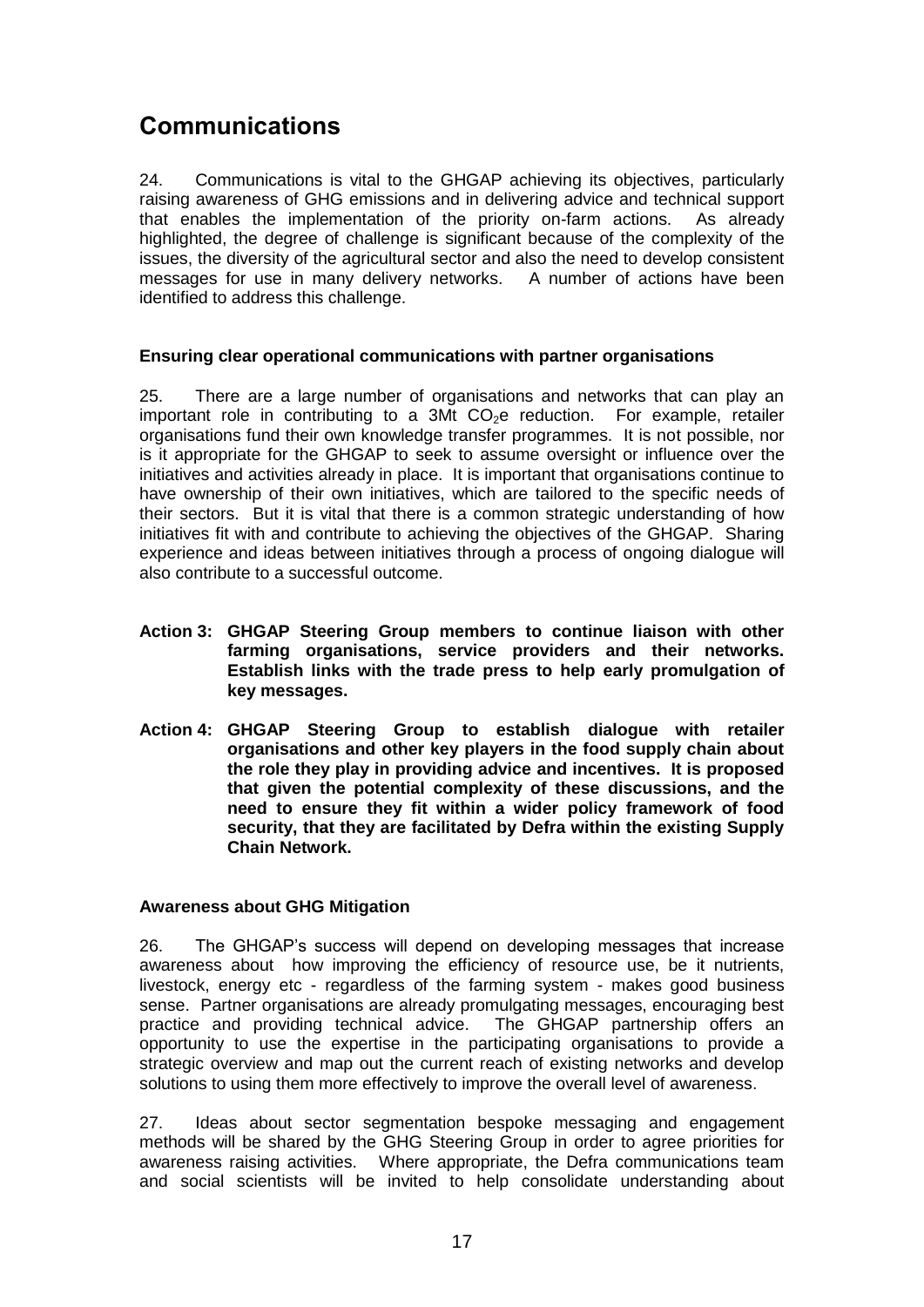## Communications

24. Communications is vital to the GHGAP achieving its objectives, particularly raising awareness of GHG emissions and in delivering advice and technical support that enables the implementation of the priority on-farm actions. As already highlighted, the degree of challenge is significant because of the complexity of the issues, the diversity of the agricultural sector and also the need to develop consistent messages for use in many delivery networks. A number of actions have been identified to address this challenge.

### Ensuring clear operational communications with partner organisations

25. There are a large number of organisations and networks that can play an important role in contributing to a 3Mt $CO_2$e reduction. For example, retailer organisations fund their own knowledge transfer programmes. It is not possible, nor is it appropriate for the GHGAP to seek to assume oversight or influence over the initiatives and activities already in place. It is important that organisations continue to have ownership of their own initiatives, which are tailored to the specific needs of their sectors. But it is vital that there is a common strategic understanding of how initiatives fit with and contribute to achieving the objectives of the GHGAP. Sharing experience and ideas between initiatives through a process of ongoing dialogue will also contribute to a successful outcome.

**Action 3: GHGAP Steering Group members to continue liaison with other farming organisations, service providers and their networks. Establish links with the trade press to help early promulgation of key messages.**

**Action 4: GHGAP Steering Group to establish dialogue with retailer organisations and other key players in the food supply chain about the role they play in providing advice and incentives. It is proposed that given the potential complexity of these discussions, and the need to ensure they fit within a wider policy framework of food security, that they are facilitated by Defra within the existing Supply Chain Network.**

### Awareness about GHG Mitigation

26. The GHGAP's success will depend on developing messages that increase awareness about how improving the efficiency of resource use, be it nutrients, livestock, energy etc - regardless of the farming system - makes good business sense. Partner organisations are already promulgating messages, encouraging best practice and providing technical advice. The GHGAP partnership offers an opportunity to use the expertise in the participating organisations to provide a strategic overview and map out the current reach of existing networks and develop solutions to using them more effectively to improve the overall level of awareness.

27. Ideas about sector segmentation bespoke messaging and engagement methods will be shared by the GHG Steering Group in order to agree priorities for awareness raising activities. Where appropriate, the Defra communications team and social scientists will be invited to help consolidate understanding about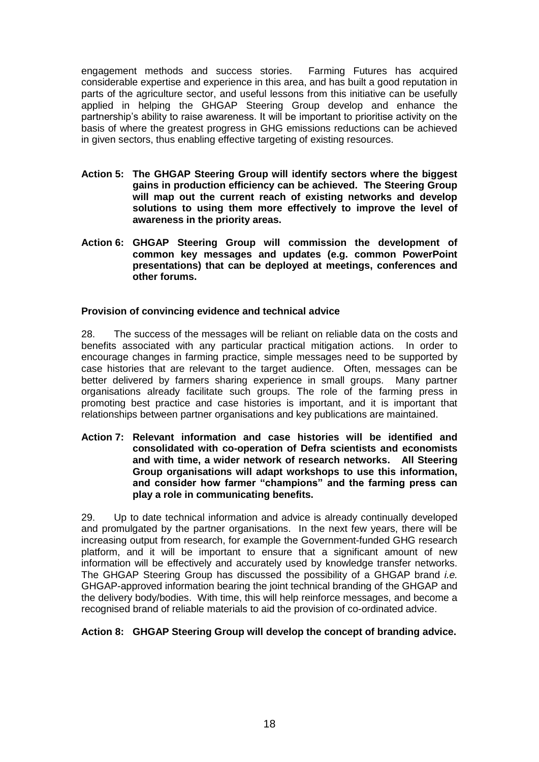engagement methods and success stories. Farming Futures has acquired considerable expertise and experience in this area, and has built a good reputation in parts of the agriculture sector, and useful lessons from this initiative can be usefully applied in helping the GHGAP Steering Group develop and enhance the partnership's ability to raise awareness. It will be important to prioritise activity on the basis of where the greatest progress in GHG emissions reductions can be achieved in given sectors, thus enabling effective targeting of existing resources.

**Action 5: The GHGAP Steering Group will identify sectors where the biggest gains in production efficiency can be achieved. The Steering Group will map out the current reach of existing networks and develop solutions to using them more effectively to improve the level of awareness in the priority areas.**

**Action 6: GHGAP Steering Group will commission the development of common key messages and updates (e.g. common PowerPoint presentations) that can be deployed at meetings, conferences and other forums.**

**Provision of convincing evidence and technical advice**

28. The success of the messages will be reliant on reliable data on the costs and benefits associated with any particular practical mitigation actions. In order to encourage changes in farming practice, simple messages need to be supported by case histories that are relevant to the target audience. Often, messages can be better delivered by farmers sharing experience in small groups. Many partner organisations already facilitate such groups. The role of the farming press in promoting best practice and case histories is important, and it is important that relationships between partner organisations and key publications are maintained.

**Action 7: Relevant information and case histories will be identified and consolidated with co-operation of Defra scientists and economists and with time, a wider network of research networks. All Steering Group organisations will adapt workshops to use this information, and consider how farmer "champions" and the farming press can play a role in communicating benefits.**

29. Up to date technical information and advice is already continually developed and promulgated by the partner organisations. In the next few years, there will be increasing output from research, for example the Government-funded GHG research platform, and it will be important to ensure that a significant amount of new information will be effectively and accurately used by knowledge transfer networks. The GHGAP Steering Group has discussed the possibility of a GHGAP brand *i.e.* GHGAP-approved information bearing the joint technical branding of the GHGAP and the delivery body/bodies. With time, this will help reinforce messages, and become a recognised brand of reliable materials to aid the provision of co-ordinated advice.

**Action 8: GHGAP Steering Group will develop the concept of branding advice.**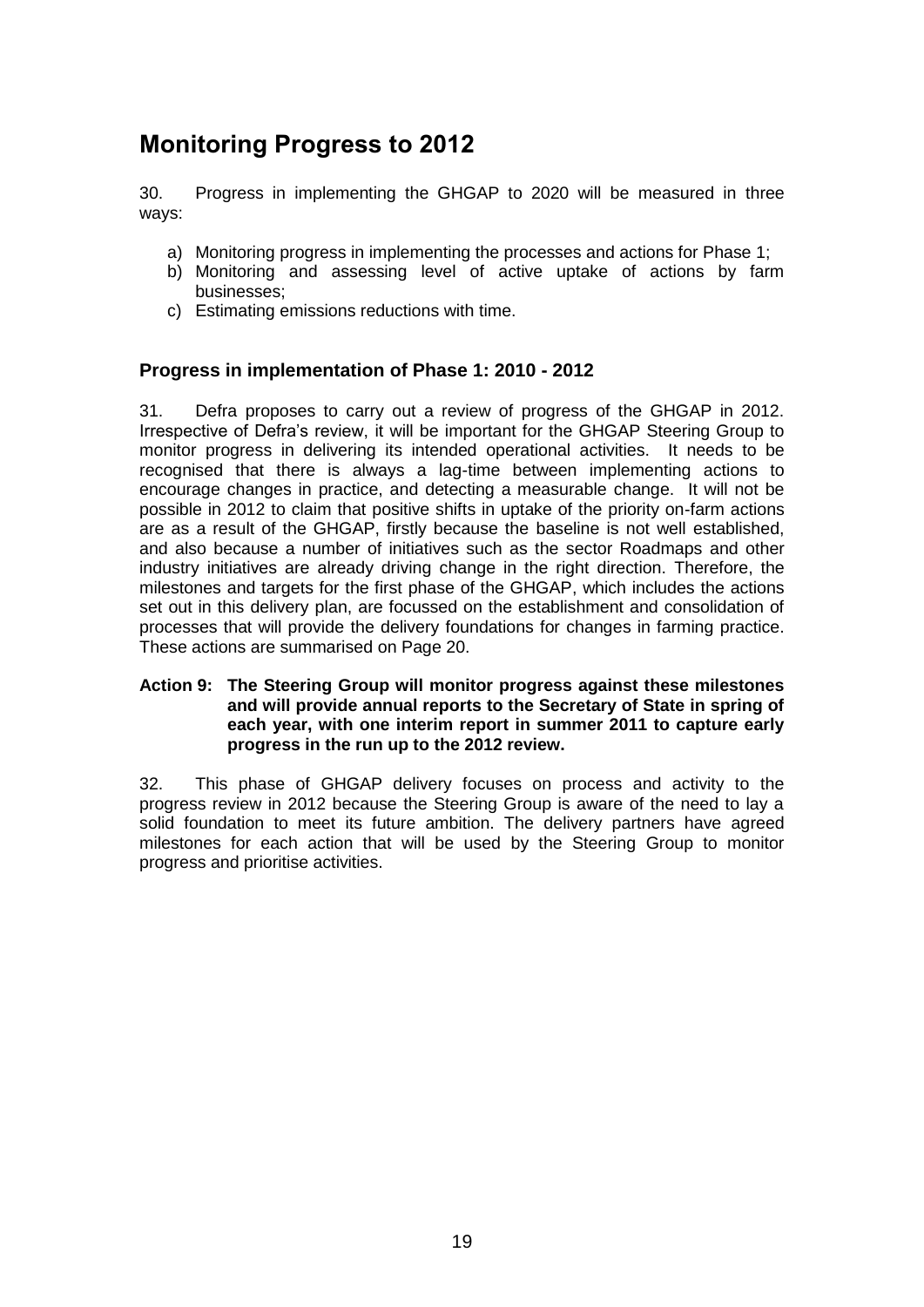## Monitoring Progress to 2012

30. Progress in implementing the GHGAP to 2020 will be measured in three ways:

a) Monitoring progress in implementing the processes and actions for Phase 1;
b) Monitoring and assessing level of active uptake of actions by farm businesses;
c) Estimating emissions reductions with time.

### Progress in implementation of Phase 1: 2010 - 2012

31. Defra proposes to carry out a review of progress of the GHGAP in 2012. Irrespective of Defra's review, it will be important for the GHGAP Steering Group to monitor progress in delivering its intended operational activities. It needs to be recognised that there is always a lag-time between implementing actions to encourage changes in practice, and detecting a measurable change. It will not be possible in 2012 to claim that positive shifts in uptake of the priority on-farm actions are as a result of the GHGAP, firstly because the baseline is not well established, and also because a number of initiatives such as the sector Roadmaps and other industry initiatives are already driving change in the right direction. Therefore, the milestones and targets for the first phase of the GHGAP, which includes the actions set out in this delivery plan, are focussed on the establishment and consolidation of processes that will provide the delivery foundations for changes in farming practice. These actions are summarised on Page 20.

**Action 9: The Steering Group will monitor progress against these milestones and will provide annual reports to the Secretary of State in spring of each year, with one interim report in summer 2011 to capture early progress in the run up to the 2012 review.**

32. This phase of GHGAP delivery focuses on process and activity to the progress review in 2012 because the Steering Group is aware of the need to lay a solid foundation to meet its future ambition. The delivery partners have agreed milestones for each action that will be used by the Steering Group to monitor progress and prioritise activities.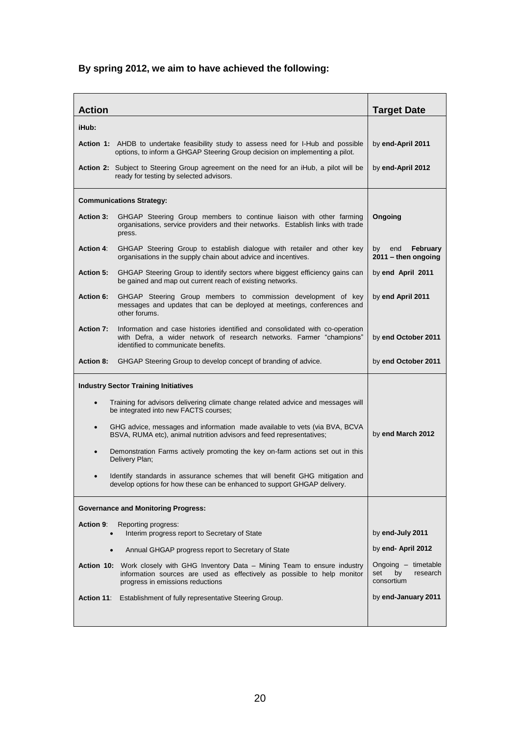**By spring 2012, we aim to have achieved the following:**

| Action | Target Date |
|---|---|
| **iHub:** | |
| **Action 1:** AHDB to undertake feasibility study to assess need for I-Hub and possible options, to inform a GHGAP Steering Group decision on implementing a pilot. | by **end-April 2011** |
| **Action 2:** Subject to Steering Group agreement on the need for an iHub, a pilot will be ready for testing by selected advisors. | by **end-April 2012** |
| **Communications Strategy:** | |
| **Action 3:** GHGAP Steering Group members to continue liaison with other farming organisations, service providers and their networks. Establish links with trade press. | **Ongoing** |
| **Action 4**: GHGAP Steering Group to establish dialogue with retailer and other key organisations in the supply chain about advice and incentives. | by end **February 2011 – then ongoing** |
| **Action 5:** GHGAP Steering Group to identify sectors where biggest efficiency gains can be gained and map out current reach of existing networks. | by **end April 2011** |
| **Action 6:** GHGAP Steering Group members to commission development of key messages and updates that can be deployed at meetings, conferences and other forums. | by **end April 2011** |
| **Action 7:** Information and case histories identified and consolidated with co-operation with Defra, a wider network of research networks. Farmer "champions" identified to communicate benefits. | by **end October 2011** |
| **Action 8:** GHGAP Steering Group to develop concept of branding of advice. | by **end October 2011** |
| **Industry Sector Training Initiatives** | |
| • Training for advisors delivering climate change related advice and messages will be integrated into new FACTS courses;<br>• GHG advice, messages and information made available to vets (via BVA, BCVA BSVA, RUMA etc), animal nutrition advisors and feed representatives;<br>• Demonstration Farms actively promoting the key on-farm actions set out in this Delivery Plan;<br>• Identify standards in assurance schemes that will benefit GHG mitigation and develop options for how these can be enhanced to support GHGAP delivery. | by **end March 2012** |
| **Governance and Monitoring Progress:** | |
| **Action 9**: Reporting progress:<br>• Interim progress report to Secretary of State | by **end-July 2011** |
| • Annual GHGAP progress report to Secretary of State | by **end- April 2012** |
| **Action 10:** Work closely with GHG Inventory Data – Mining Team to ensure industry information sources are used as effectively as possible to help monitor progress in emissions reductions | Ongoing – timetable set by research consortium |
| **Action 11**: Establishment of fully representative Steering Group. | by **end-January 2011** |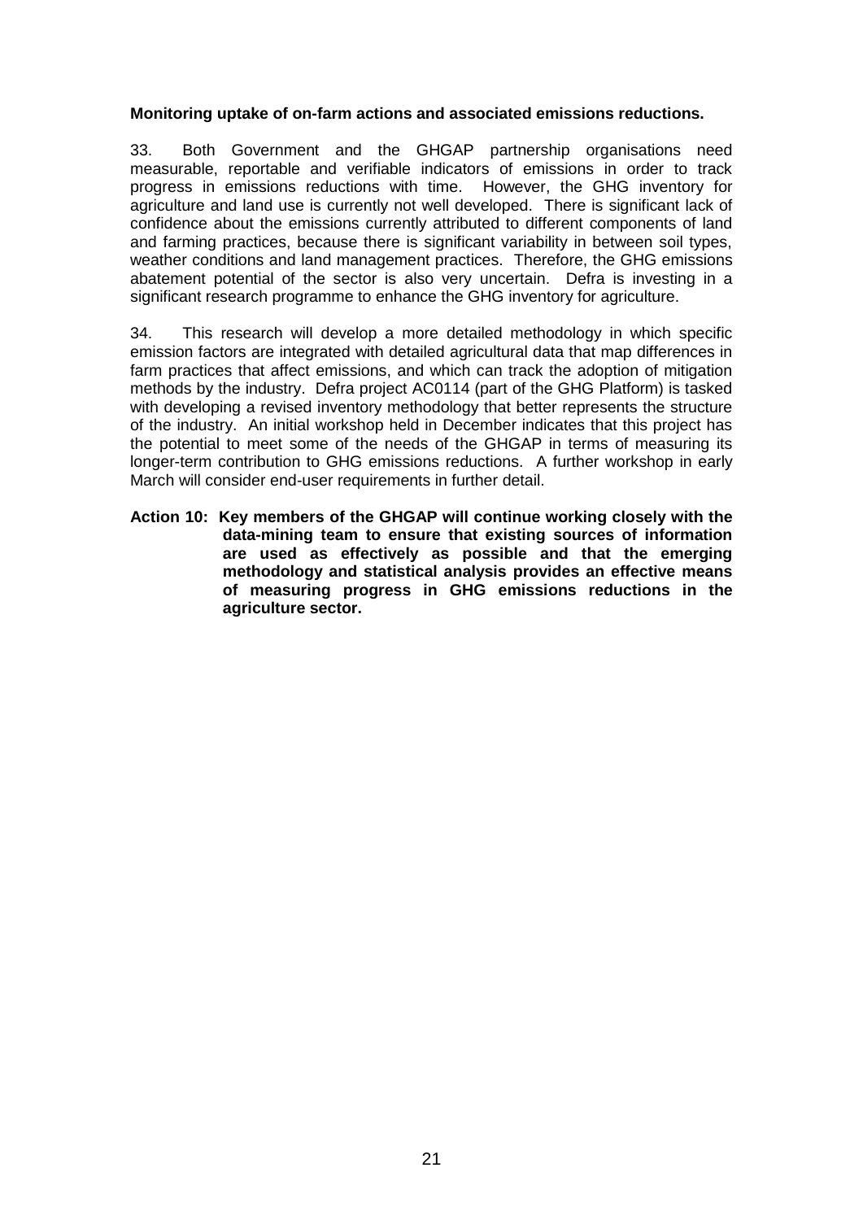**Monitoring uptake of on-farm actions and associated emissions reductions.**

33. Both Government and the GHGAP partnership organisations need measurable, reportable and verifiable indicators of emissions in order to track progress in emissions reductions with time. However, the GHG inventory for agriculture and land use is currently not well developed. There is significant lack of confidence about the emissions currently attributed to different components of land and farming practices, because there is significant variability in between soil types, weather conditions and land management practices. Therefore, the GHG emissions abatement potential of the sector is also very uncertain. Defra is investing in a significant research programme to enhance the GHG inventory for agriculture.

34. This research will develop a more detailed methodology in which specific emission factors are integrated with detailed agricultural data that map differences in farm practices that affect emissions, and which can track the adoption of mitigation methods by the industry. Defra project AC0114 (part of the GHG Platform) is tasked with developing a revised inventory methodology that better represents the structure of the industry. An initial workshop held in December indicates that this project has the potential to meet some of the needs of the GHGAP in terms of measuring its longer-term contribution to GHG emissions reductions. A further workshop in early March will consider end-user requirements in further detail.

**Action 10: Key members of the GHGAP will continue working closely with the data-mining team to ensure that existing sources of information are used as effectively as possible and that the emerging methodology and statistical analysis provides an effective means of measuring progress in GHG emissions reductions in the agriculture sector.**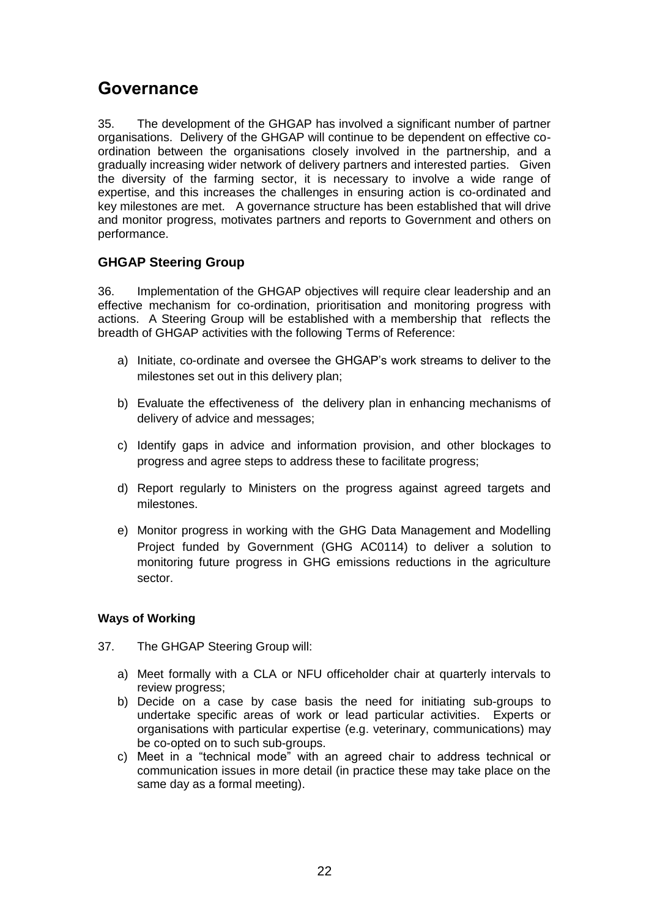## Governance

35. The development of the GHGAP has involved a significant number of partner organisations. Delivery of the GHGAP will continue to be dependent on effective co-ordination between the organisations closely involved in the partnership, and a gradually increasing wider network of delivery partners and interested parties. Given the diversity of the farming sector, it is necessary to involve a wide range of expertise, and this increases the challenges in ensuring action is co-ordinated and key milestones are met. A governance structure has been established that will drive and monitor progress, motivates partners and reports to Government and others on performance.

### GHGAP Steering Group

36. Implementation of the GHGAP objectives will require clear leadership and an effective mechanism for co-ordination, prioritisation and monitoring progress with actions. A Steering Group will be established with a membership that reflects the breadth of GHGAP activities with the following Terms of Reference:

a) Initiate, co-ordinate and oversee the GHGAP's work streams to deliver to the milestones set out in this delivery plan;

b) Evaluate the effectiveness of the delivery plan in enhancing mechanisms of delivery of advice and messages;

c) Identify gaps in advice and information provision, and other blockages to progress and agree steps to address these to facilitate progress;

d) Report regularly to Ministers on the progress against agreed targets and milestones.

e) Monitor progress in working with the GHG Data Management and Modelling Project funded by Government (GHG AC0114) to deliver a solution to monitoring future progress in GHG emissions reductions in the agriculture sector.

#### Ways of Working

37. The GHGAP Steering Group will:

a) Meet formally with a CLA or NFU officeholder chair at quarterly intervals to review progress;
b) Decide on a case by case basis the need for initiating sub-groups to undertake specific areas of work or lead particular activities. Experts or organisations with particular expertise (e.g. veterinary, communications) may be co-opted on to such sub-groups.
c) Meet in a "technical mode" with an agreed chair to address technical or communication issues in more detail (in practice these may take place on the same day as a formal meeting).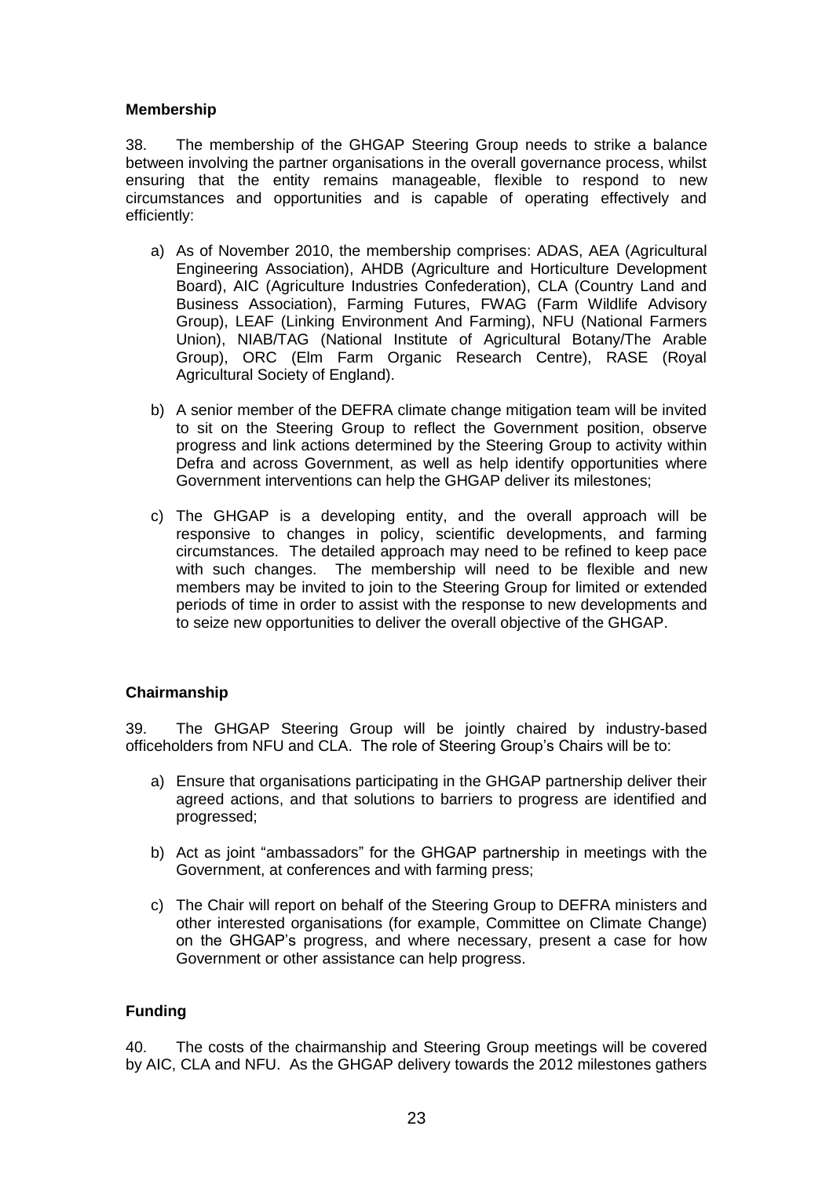**Membership**

38. The membership of the GHGAP Steering Group needs to strike a balance between involving the partner organisations in the overall governance process, whilst ensuring that the entity remains manageable, flexible to respond to new circumstances and opportunities and is capable of operating effectively and efficiently:

a) As of November 2010, the membership comprises: ADAS, AEA (Agricultural Engineering Association), AHDB (Agriculture and Horticulture Development Board), AIC (Agriculture Industries Confederation), CLA (Country Land and Business Association), Farming Futures, FWAG (Farm Wildlife Advisory Group), LEAF (Linking Environment And Farming), NFU (National Farmers Union), NIAB/TAG (National Institute of Agricultural Botany/The Arable Group), ORC (Elm Farm Organic Research Centre), RASE (Royal Agricultural Society of England).

b) A senior member of the DEFRA climate change mitigation team will be invited to sit on the Steering Group to reflect the Government position, observe progress and link actions determined by the Steering Group to activity within Defra and across Government, as well as help identify opportunities where Government interventions can help the GHGAP deliver its milestones;

c) The GHGAP is a developing entity, and the overall approach will be responsive to changes in policy, scientific developments, and farming circumstances. The detailed approach may need to be refined to keep pace with such changes. The membership will need to be flexible and new members may be invited to join to the Steering Group for limited or extended periods of time in order to assist with the response to new developments and to seize new opportunities to deliver the overall objective of the GHGAP.

**Chairmanship**

39. The GHGAP Steering Group will be jointly chaired by industry-based officeholders from NFU and CLA. The role of Steering Group's Chairs will be to:

a) Ensure that organisations participating in the GHGAP partnership deliver their agreed actions, and that solutions to barriers to progress are identified and progressed;

b) Act as joint "ambassadors" for the GHGAP partnership in meetings with the Government, at conferences and with farming press;

c) The Chair will report on behalf of the Steering Group to DEFRA ministers and other interested organisations (for example, Committee on Climate Change) on the GHGAP's progress, and where necessary, present a case for how Government or other assistance can help progress.

**Funding**

40. The costs of the chairmanship and Steering Group meetings will be covered by AIC, CLA and NFU. As the GHGAP delivery towards the 2012 milestones gathers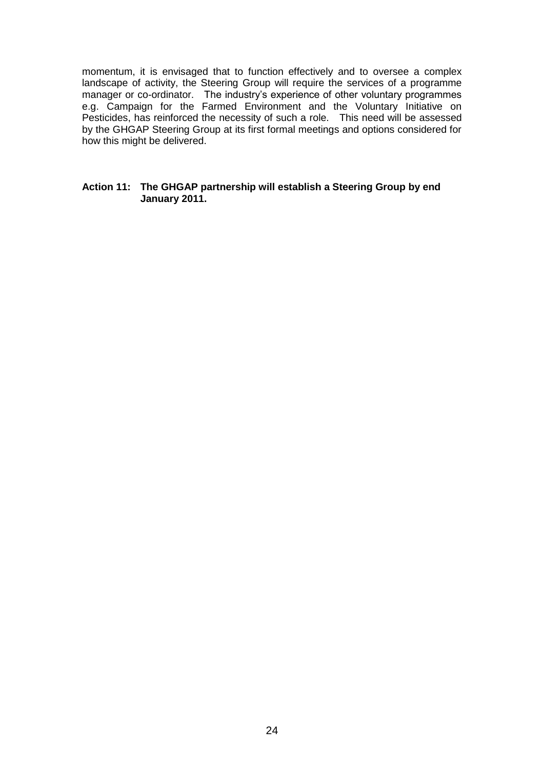momentum, it is envisaged that to function effectively and to oversee a complex landscape of activity, the Steering Group will require the services of a programme manager or co-ordinator. The industry's experience of other voluntary programmes e.g. Campaign for the Farmed Environment and the Voluntary Initiative on Pesticides, has reinforced the necessity of such a role. This need will be assessed by the GHGAP Steering Group at its first formal meetings and options considered for how this might be delivered.

**Action 11: The GHGAP partnership will establish a Steering Group by end January 2011.**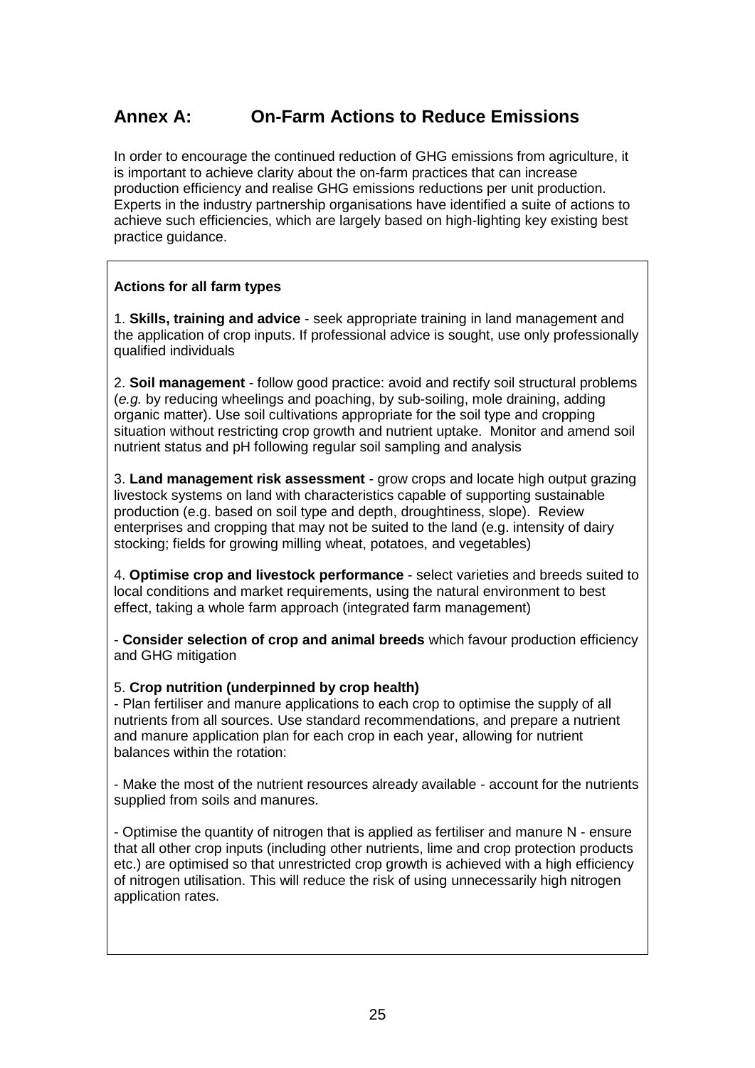## Annex A: On-Farm Actions to Reduce Emissions

In order to encourage the continued reduction of GHG emissions from agriculture, it is important to achieve clarity about the on-farm practices that can increase production efficiency and realise GHG emissions reductions per unit production. Experts in the industry partnership organisations have identified a suite of actions to achieve such efficiencies, which are largely based on high-lighting key existing best practice guidance.

**Actions for all farm types**

1. **Skills, training and advice** - seek appropriate training in land management and the application of crop inputs. If professional advice is sought, use only professionally qualified individuals

2. **Soil management** - follow good practice: avoid and rectify soil structural problems (*e.g.* by reducing wheelings and poaching, by sub-soiling, mole draining, adding organic matter). Use soil cultivations appropriate for the soil type and cropping situation without restricting crop growth and nutrient uptake. Monitor and amend soil nutrient status and pH following regular soil sampling and analysis

3. **Land management risk assessment** - grow crops and locate high output grazing livestock systems on land with characteristics capable of supporting sustainable production (e.g. based on soil type and depth, droughtiness, slope). Review enterprises and cropping that may not be suited to the land (e.g. intensity of dairy stocking; fields for growing milling wheat, potatoes, and vegetables)

4. **Optimise crop and livestock performance** - select varieties and breeds suited to local conditions and market requirements, using the natural environment to best effect, taking a whole farm approach (integrated farm management)

- **Consider selection of crop and animal breeds** which favour production efficiency and GHG mitigation

5. **Crop nutrition (underpinned by crop health)**
- Plan fertiliser and manure applications to each crop to optimise the supply of all nutrients from all sources. Use standard recommendations, and prepare a nutrient and manure application plan for each crop in each year, allowing for nutrient balances within the rotation:

- Make the most of the nutrient resources already available - account for the nutrients supplied from soils and manures.

- Optimise the quantity of nitrogen that is applied as fertiliser and manure N - ensure that all other crop inputs (including other nutrients, lime and crop protection products etc.) are optimised so that unrestricted crop growth is achieved with a high efficiency of nitrogen utilisation. This will reduce the risk of using unnecessarily high nitrogen application rates.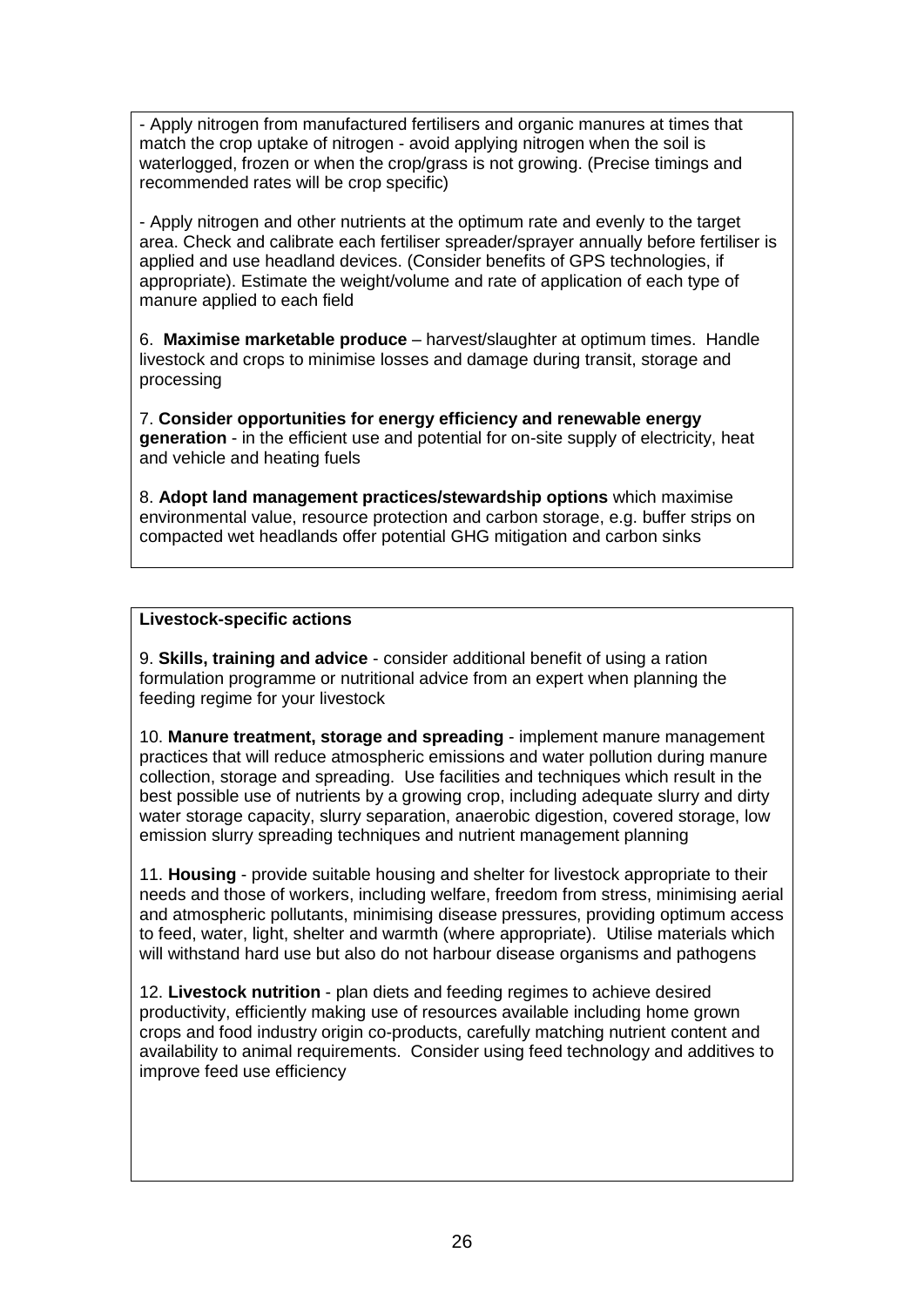- Apply nitrogen from manufactured fertilisers and organic manures at times that match the crop uptake of nitrogen - avoid applying nitrogen when the soil is waterlogged, frozen or when the crop/grass is not growing. (Precise timings and recommended rates will be crop specific)

- Apply nitrogen and other nutrients at the optimum rate and evenly to the target area. Check and calibrate each fertiliser spreader/sprayer annually before fertiliser is applied and use headland devices. (Consider benefits of GPS technologies, if appropriate). Estimate the weight/volume and rate of application of each type of manure applied to each field

6. **Maximise marketable produce** – harvest/slaughter at optimum times. Handle livestock and crops to minimise losses and damage during transit, storage and processing

7. **Consider opportunities for energy efficiency and renewable energy generation** - in the efficient use and potential for on-site supply of electricity, heat and vehicle and heating fuels

8. **Adopt land management practices/stewardship options** which maximise environmental value, resource protection and carbon storage, e.g. buffer strips on compacted wet headlands offer potential GHG mitigation and carbon sinks

**Livestock-specific actions**

9. **Skills, training and advice** - consider additional benefit of using a ration formulation programme or nutritional advice from an expert when planning the feeding regime for your livestock

10. **Manure treatment, storage and spreading** - implement manure management practices that will reduce atmospheric emissions and water pollution during manure collection, storage and spreading. Use facilities and techniques which result in the best possible use of nutrients by a growing crop, including adequate slurry and dirty water storage capacity, slurry separation, anaerobic digestion, covered storage, low emission slurry spreading techniques and nutrient management planning

11. **Housing** - provide suitable housing and shelter for livestock appropriate to their needs and those of workers, including welfare, freedom from stress, minimising aerial and atmospheric pollutants, minimising disease pressures, providing optimum access to feed, water, light, shelter and warmth (where appropriate). Utilise materials which will withstand hard use but also do not harbour disease organisms and pathogens

12. **Livestock nutrition** - plan diets and feeding regimes to achieve desired productivity, efficiently making use of resources available including home grown crops and food industry origin co-products, carefully matching nutrient content and availability to animal requirements. Consider using feed technology and additives to improve feed use efficiency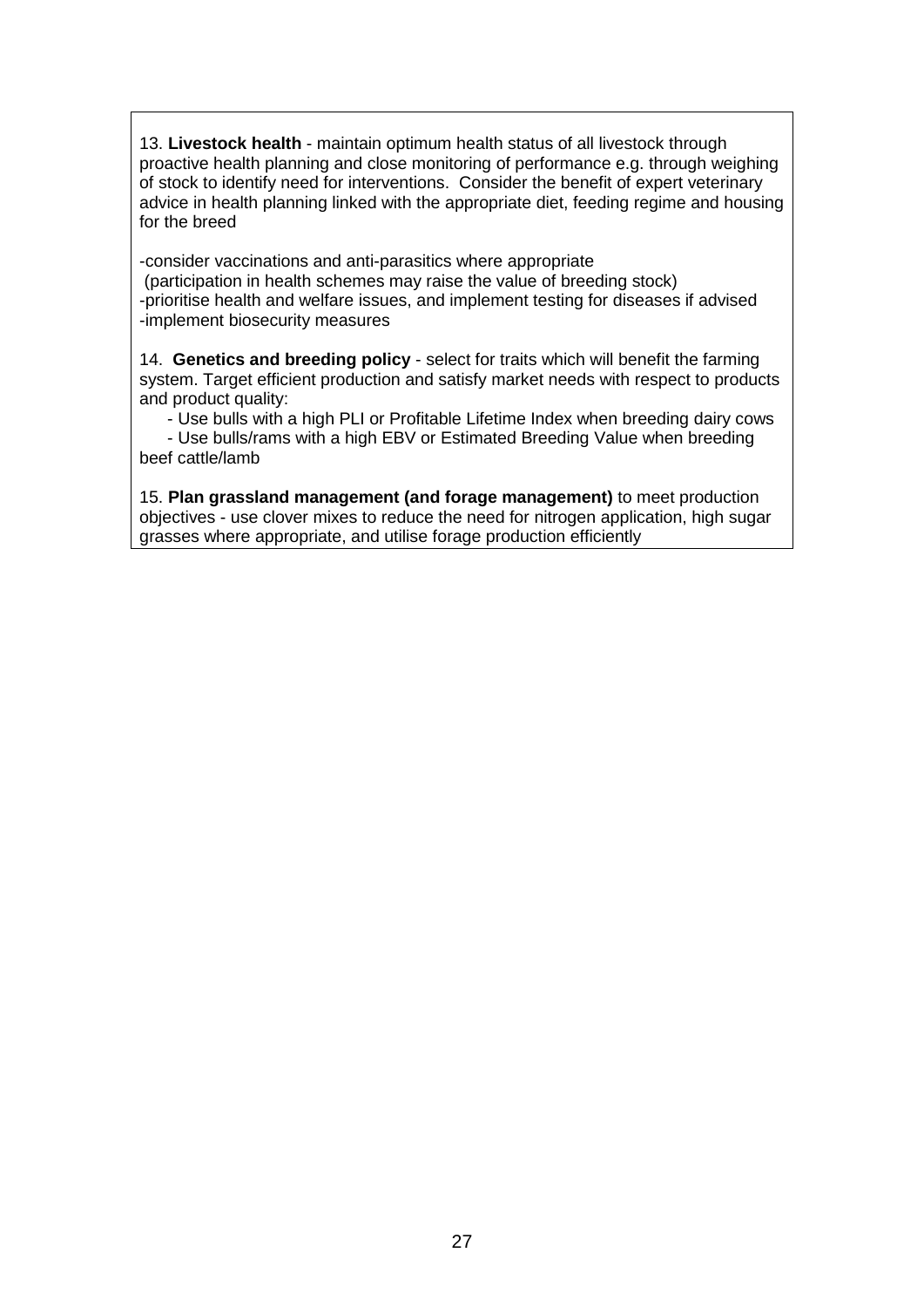13. **Livestock health** - maintain optimum health status of all livestock through proactive health planning and close monitoring of performance e.g. through weighing of stock to identify need for interventions. Consider the benefit of expert veterinary advice in health planning linked with the appropriate diet, feeding regime and housing for the breed

-consider vaccinations and anti-parasitics where appropriate
(participation in health schemes may raise the value of breeding stock)
-prioritise health and welfare issues, and implement testing for diseases if advised
-implement biosecurity measures

14. **Genetics and breeding policy** - select for traits which will benefit the farming system. Target efficient production and satisfy market needs with respect to products and product quality:

- Use bulls with a high PLI or Profitable Lifetime Index when breeding dairy cows
- Use bulls/rams with a high EBV or Estimated Breeding Value when breeding beef cattle/lamb

15. **Plan grassland management (and forage management)** to meet production objectives - use clover mixes to reduce the need for nitrogen application, high sugar grasses where appropriate, and utilise forage production efficiently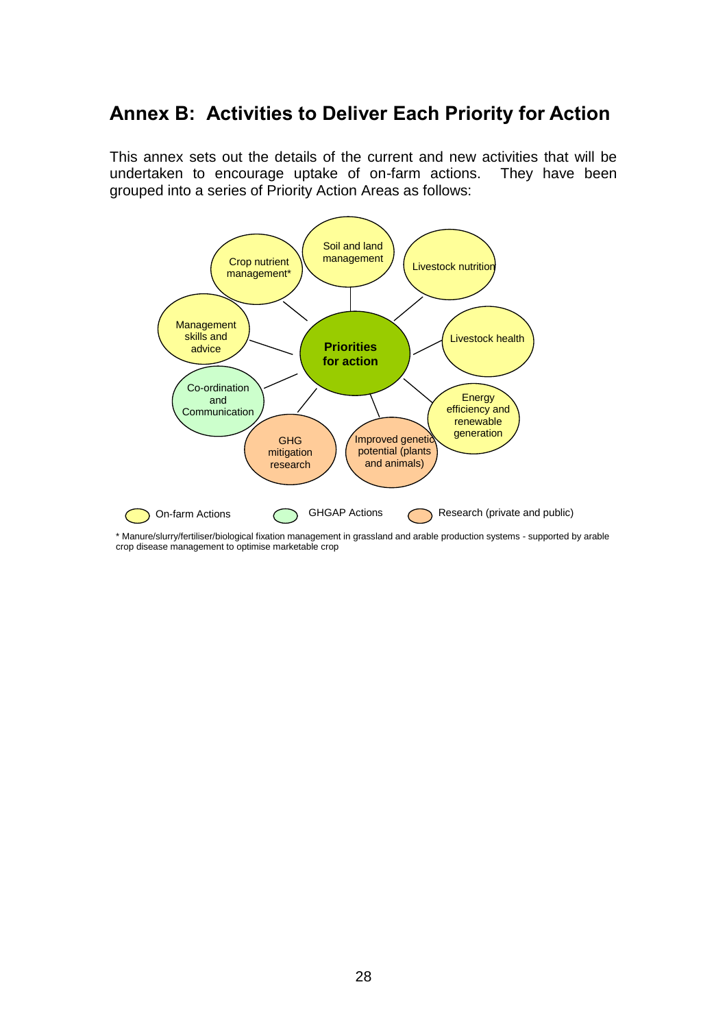# Annex B: Activities to Deliver Each Priority for Action

This annex sets out the details of the current and new activities that will be undertaken to encourage uptake of on-farm actions. They have been grouped into a series of Priority Action Areas as follows:

**Priorities for action**

- Crop nutrient management*
- Soil and land management
- Livestock nutrition
- Livestock health
- Energy efficiency and renewable generation
- Improved genetic potential (plants and animals)
- GHG mitigation research
- Co-ordination and Communication
- Management skills and advice

On-farm Actions | GHGAP Actions | Research (private and public)

\* Manure/slurry/fertiliser/biological fixation management in grassland and arable production systems - supported by arable crop disease management to optimise marketable crop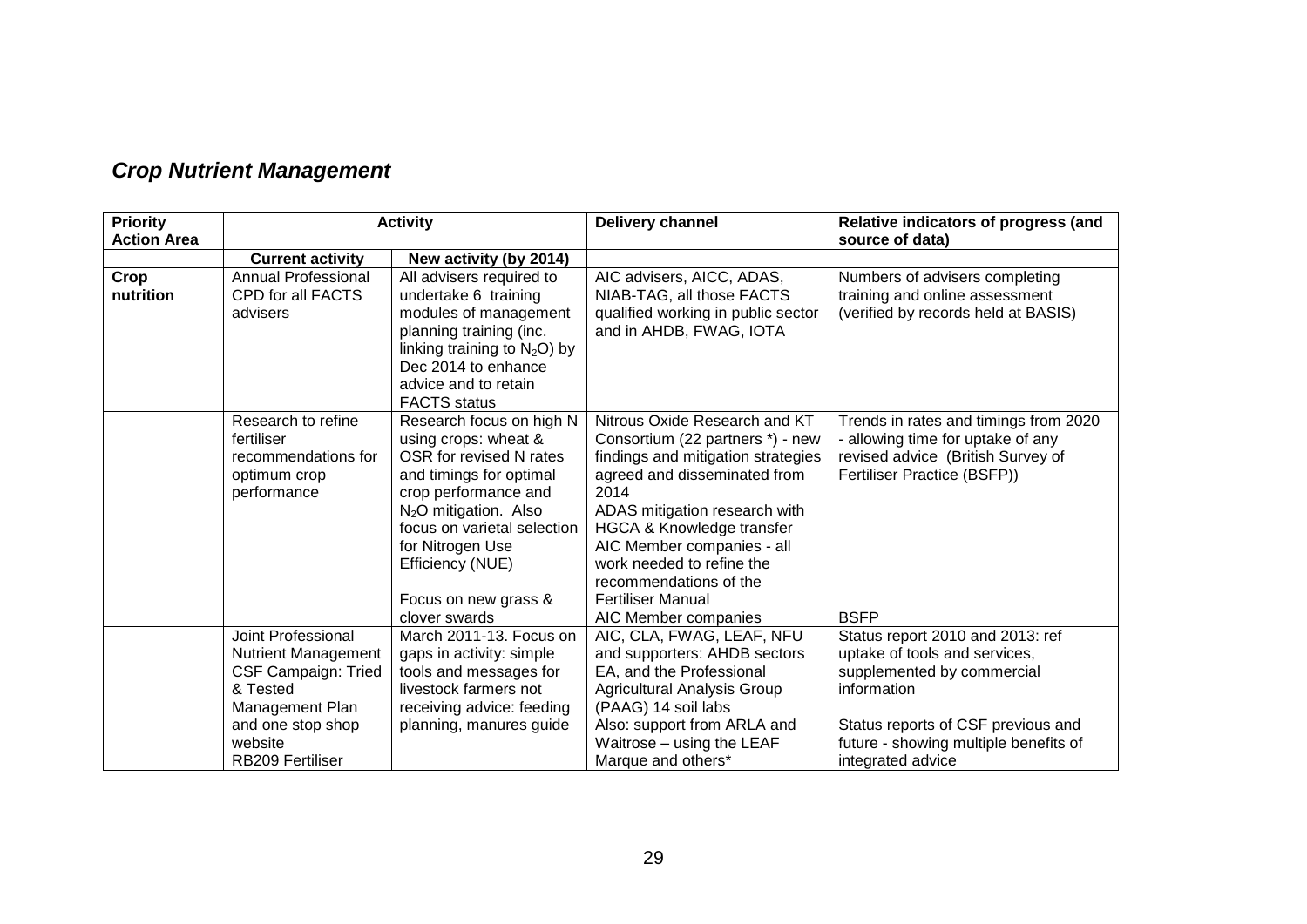## *Crop Nutrient Management*

| Priority Action Area | Activity | | Delivery channel | Relative indicators of progress (and source of data) |
|---|---|---|---|---|
| | **Current activity** | **New activity (by 2014)** | | |
| **Crop nutrition** | Annual Professional CPD for all FACTS advisers | All advisers required to undertake 6 training modules of management planning training (inc. linking training to $N_2O$) by Dec 2014 to enhance advice and to retain FACTS status | AIC advisers, AICC, ADAS, NIAB-TAG, all those FACTS qualified working in public sector and in AHDB, FWAG, IOTA | Numbers of advisers completing training and online assessment (verified by records held at BASIS) |
| | Research to refine fertiliser recommendations for optimum crop performance | Research focus on high N using crops: wheat & OSR for revised N rates and timings for optimal crop performance and $N_2O$ mitigation. Also focus on varietal selection for Nitrogen Use Efficiency (NUE)<br><br>Focus on new grass & clover swards | Nitrous Oxide Research and KT Consortium (22 partners *) - new findings and mitigation strategies agreed and disseminated from 2014<br>ADAS mitigation research with HGCA & Knowledge transfer<br>AIC Member companies - all work needed to refine the recommendations of the Fertiliser Manual<br>AIC Member companies | Trends in rates and timings from 2020 - allowing time for uptake of any revised advice (British Survey of Fertiliser Practice (BSFP))<br><br>BSFP |
| | Joint Professional Nutrient Management CSF Campaign: Tried & Tested Management Plan and one stop shop website<br>RB209 Fertiliser | March 2011-13. Focus on gaps in activity: simple tools and messages for livestock farmers not receiving advice: feeding planning, manures guide | AIC, CLA, FWAG, LEAF, NFU and supporters: AHDB sectors EA, and the Professional Agricultural Analysis Group (PAAG) 14 soil labs<br>Also: support from ARLA and Waitrose – using the LEAF Marque and others* | Status report 2010 and 2013: ref uptake of tools and services, supplemented by commercial information<br><br>Status reports of CSF previous and future - showing multiple benefits of integrated advice |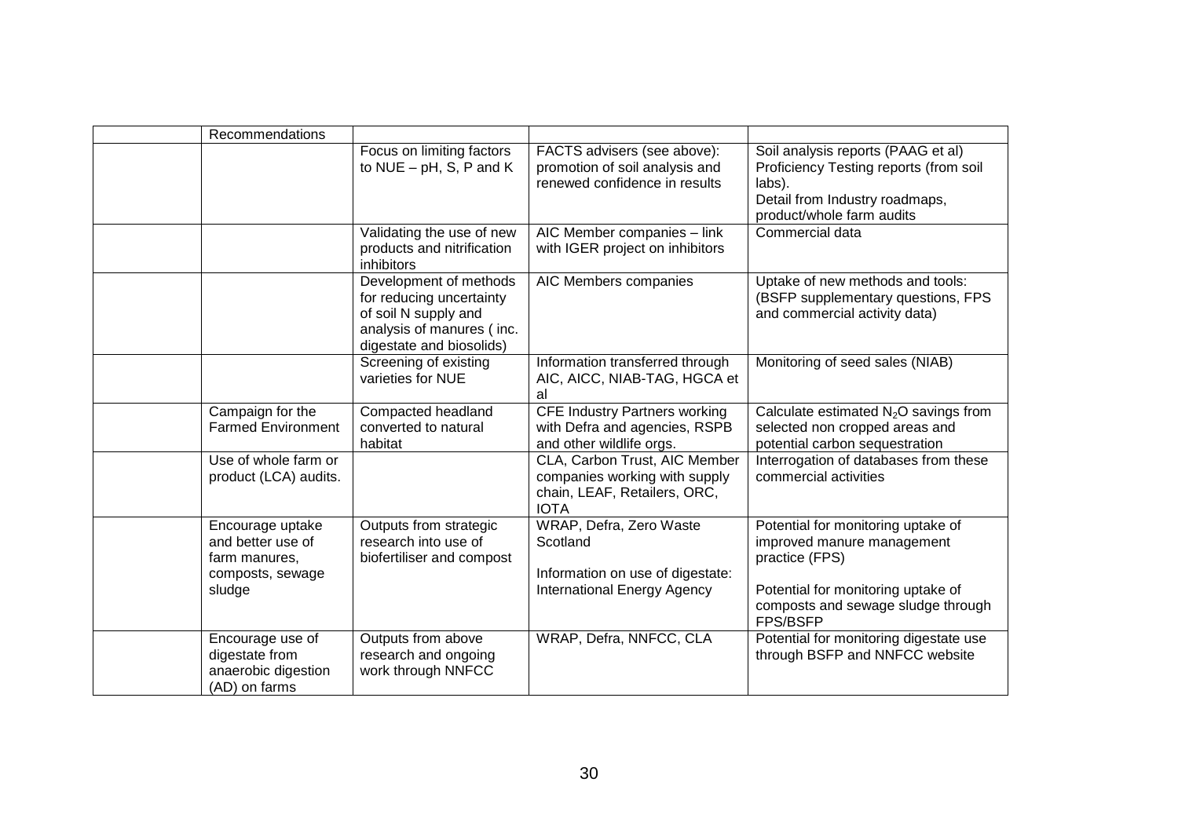|  | Recommendations |  |  |  |
|---|---|---|---|---|
|  |  | Focus on limiting factors to NUE – pH, S, P and K | FACTS advisers (see above): promotion of soil analysis and renewed confidence in results | Soil analysis reports (PAAG et al) Proficiency Testing reports (from soil labs). Detail from Industry roadmaps, product/whole farm audits |
|  |  | Validating the use of new products and nitrification inhibitors | AIC Member companies – link with IGER project on inhibitors | Commercial data |
|  |  | Development of methods for reducing uncertainty of soil N supply and analysis of manures ( inc. digestate and biosolids) | AIC Members companies | Uptake of new methods and tools: (BSFP supplementary questions, FPS and commercial activity data) |
|  |  | Screening of existing varieties for NUE | Information transferred through AIC, AICC, NIAB-TAG, HGCA et al | Monitoring of seed sales (NIAB) |
|  | Campaign for the Farmed Environment | Compacted headland converted to natural habitat | CFE Industry Partners working with Defra and agencies, RSPB and other wildlife orgs. | Calculate estimated $N_2O$ savings from selected non cropped areas and potential carbon sequestration |
|  | Use of whole farm or product (LCA) audits. |  | CLA, Carbon Trust, AIC Member companies working with supply chain, LEAF, Retailers, ORC, IOTA | Interrogation of databases from these commercial activities |
|  | Encourage uptake and better use of farm manures, composts, sewage sludge | Outputs from strategic research into use of biofertiliser and compost | WRAP, Defra, Zero Waste Scotland<br><br>Information on use of digestate: International Energy Agency | Potential for monitoring uptake of improved manure management practice (FPS)<br><br>Potential for monitoring uptake of composts and sewage sludge through FPS/BSFP |
|  | Encourage use of digestate from anaerobic digestion (AD) on farms | Outputs from above research and ongoing work through NNFCC | WRAP, Defra, NNFCC, CLA | Potential for monitoring digestate use through BSFP and NNFCC website |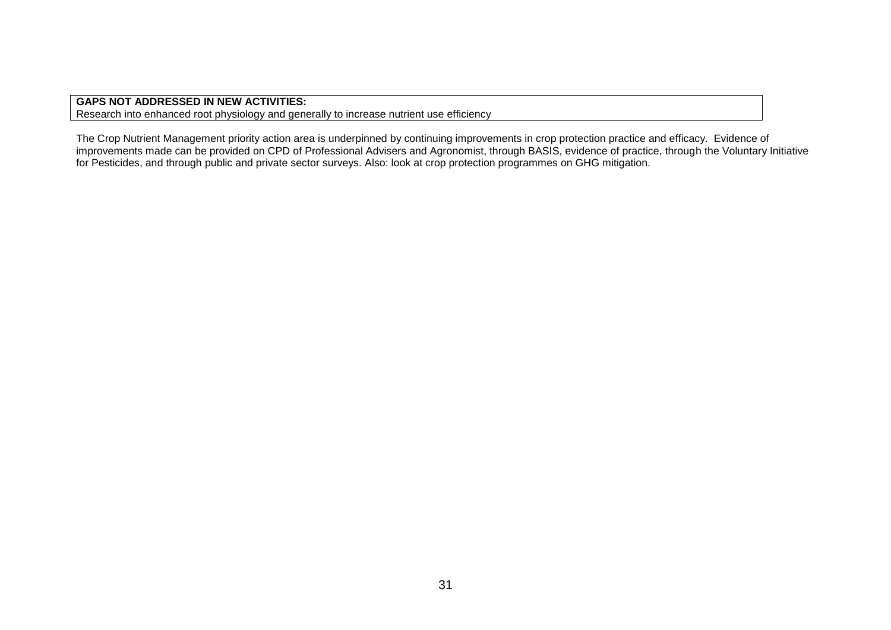| **GAPS NOT ADDRESSED IN NEW ACTIVITIES:** |
| --- |
| Research into enhanced root physiology and generally to increase nutrient use efficiency |

The Crop Nutrient Management priority action area is underpinned by continuing improvements in crop protection practice and efficacy. Evidence of improvements made can be provided on CPD of Professional Advisers and Agronomist, through BASIS, evidence of practice, through the Voluntary Initiative for Pesticides, and through public and private sector surveys. Also: look at crop protection programmes on GHG mitigation.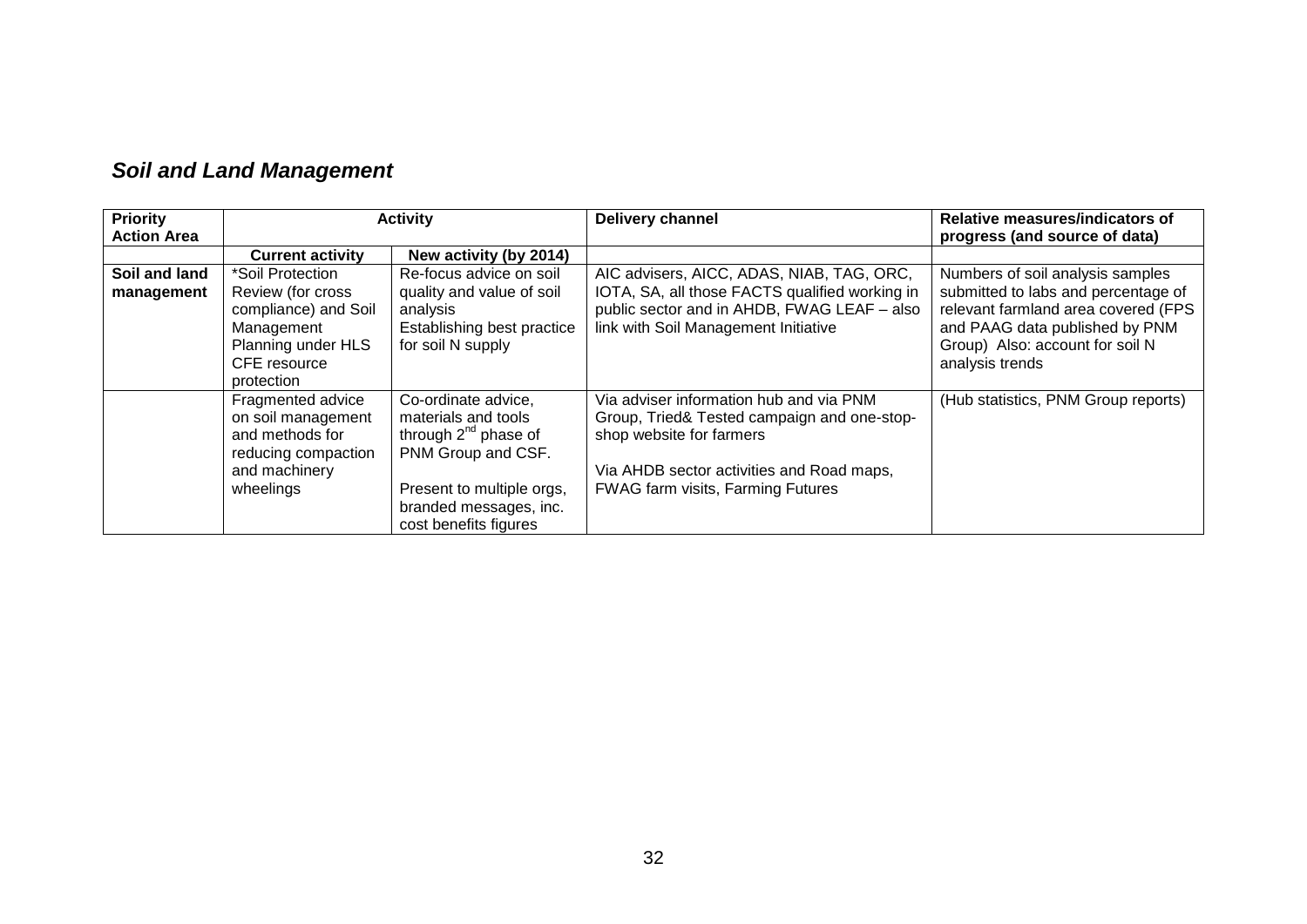## *Soil and Land Management*

| Priority Action Area | Activity | | Delivery channel | Relative measures/indicators of progress (and source of data) |
|---|---|---|---|---|
| | **Current activity** | **New activity (by 2014)** | | |
| **Soil and land management** | *Soil Protection Review (for cross compliance) and Soil Management Planning under HLS CFE resource protection | Re-focus advice on soil quality and value of soil analysis<br>Establishing best practice for soil N supply | AIC advisers, AICC, ADAS, NIAB, TAG, ORC, IOTA, SA, all those FACTS qualified working in public sector and in AHDB, FWAG LEAF – also link with Soil Management Initiative | Numbers of soil analysis samples submitted to labs and percentage of relevant farmland area covered (FPS and PAAG data published by PNM Group) Also: account for soil N analysis trends |
| | Fragmented advice on soil management and methods for reducing compaction and machinery wheelings | Co-ordinate advice, materials and tools through 2nd phase of PNM Group and CSF.<br><br>Present to multiple orgs, branded messages, inc. cost benefits figures | Via adviser information hub and via PNM Group, Tried& Tested campaign and one-stop-shop website for farmers<br><br>Via AHDB sector activities and Road maps, FWAG farm visits, Farming Futures | (Hub statistics, PNM Group reports) |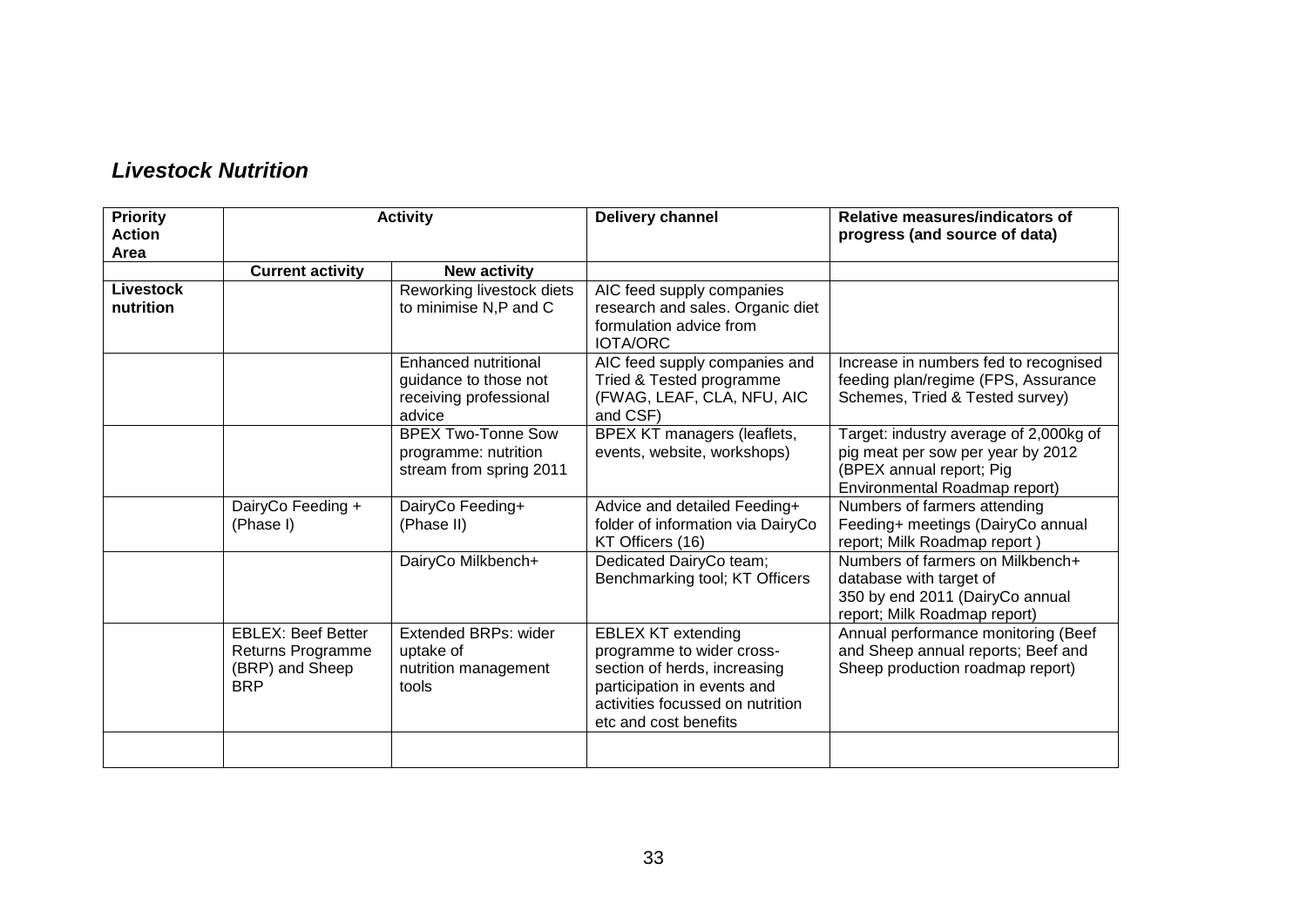## *Livestock Nutrition*

| Priority Action Area | Activity | | Delivery channel | Relative measures/indicators of progress (and source of data) |
|---|---|---|---|---|
| | **Current activity** | **New activity** | | |
| **Livestock nutrition** | | Reworking livestock diets to minimise N,P and C | AIC feed supply companies research and sales. Organic diet formulation advice from IOTA/ORC | |
| | | Enhanced nutritional guidance to those not receiving professional advice | AIC feed supply companies and Tried & Tested programme (FWAG, LEAF, CLA, NFU, AIC and CSF) | Increase in numbers fed to recognised feeding plan/regime (FPS, Assurance Schemes, Tried & Tested survey) |
| | | BPEX Two-Tonne Sow programme: nutrition stream from spring 2011 | BPEX KT managers (leaflets, events, website, workshops) | Target: industry average of 2,000kg of pig meat per sow per year by 2012 (BPEX annual report; Pig Environmental Roadmap report) |
| | DairyCo Feeding + (Phase I) | DairyCo Feeding+ (Phase II) | Advice and detailed Feeding+ folder of information via DairyCo KT Officers (16) | Numbers of farmers attending Feeding+ meetings (DairyCo annual report; Milk Roadmap report ) |
| | | DairyCo Milkbench+ | Dedicated DairyCo team; Benchmarking tool; KT Officers | Numbers of farmers on Milkbench+ database with target of 350 by end 2011 (DairyCo annual report; Milk Roadmap report) |
| | EBLEX: Beef Better Returns Programme (BRP) and Sheep BRP | Extended BRPs: wider uptake of nutrition management tools | EBLEX KT extending programme to wider cross-section of herds, increasing participation in events and activities focussed on nutrition etc and cost benefits | Annual performance monitoring (Beef and Sheep annual reports; Beef and Sheep production roadmap report) |
| | | | | |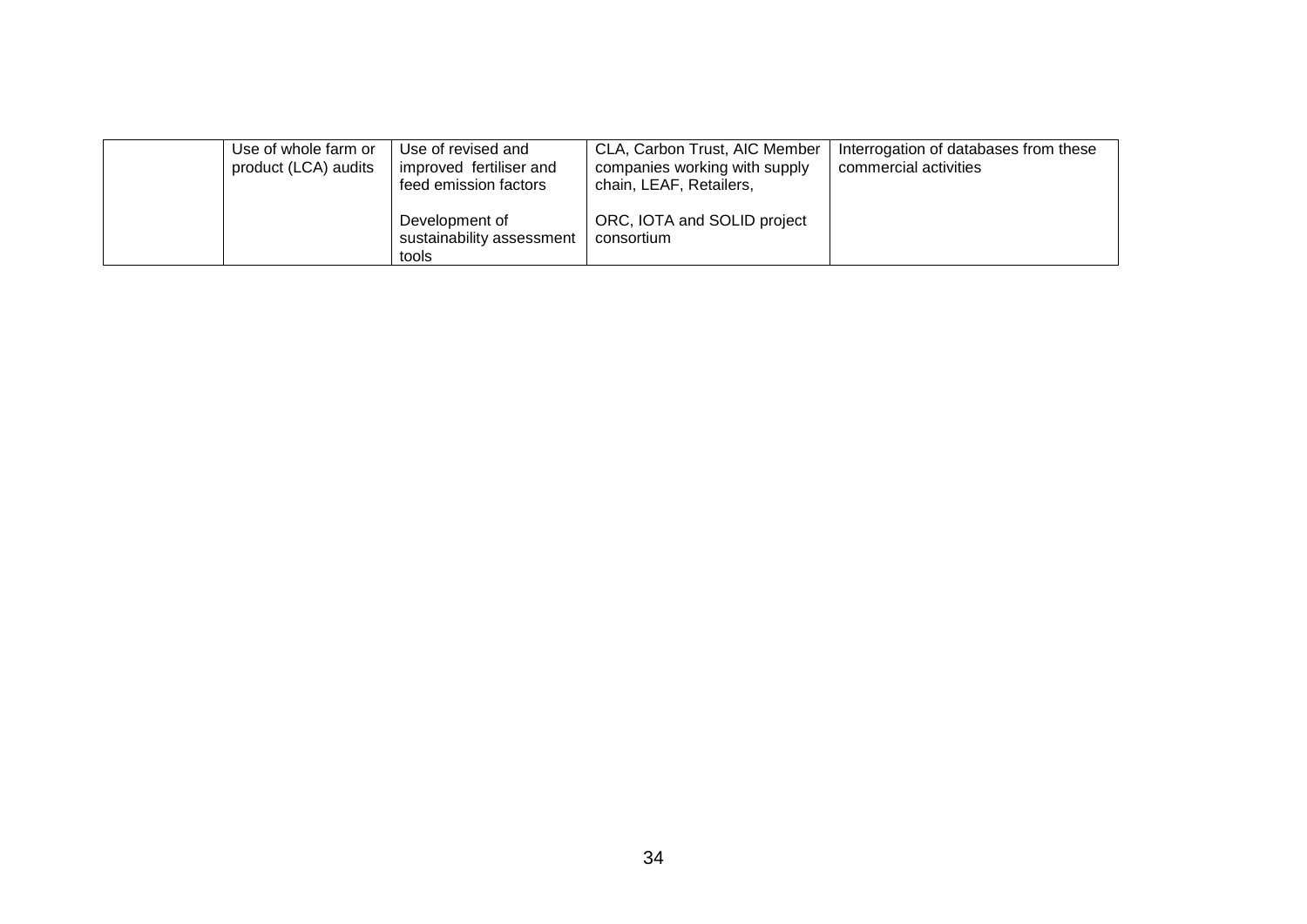| | | | | |
|---|---|---|---|---|
| | Use of whole farm or product (LCA) audits | Use of revised and improved fertiliser and feed emission factors<br><br>Development of sustainability assessment tools | CLA, Carbon Trust, AIC Member companies working with supply chain, LEAF, Retailers,<br><br>ORC, IOTA and SOLID project consortium | Interrogation of databases from these commercial activities |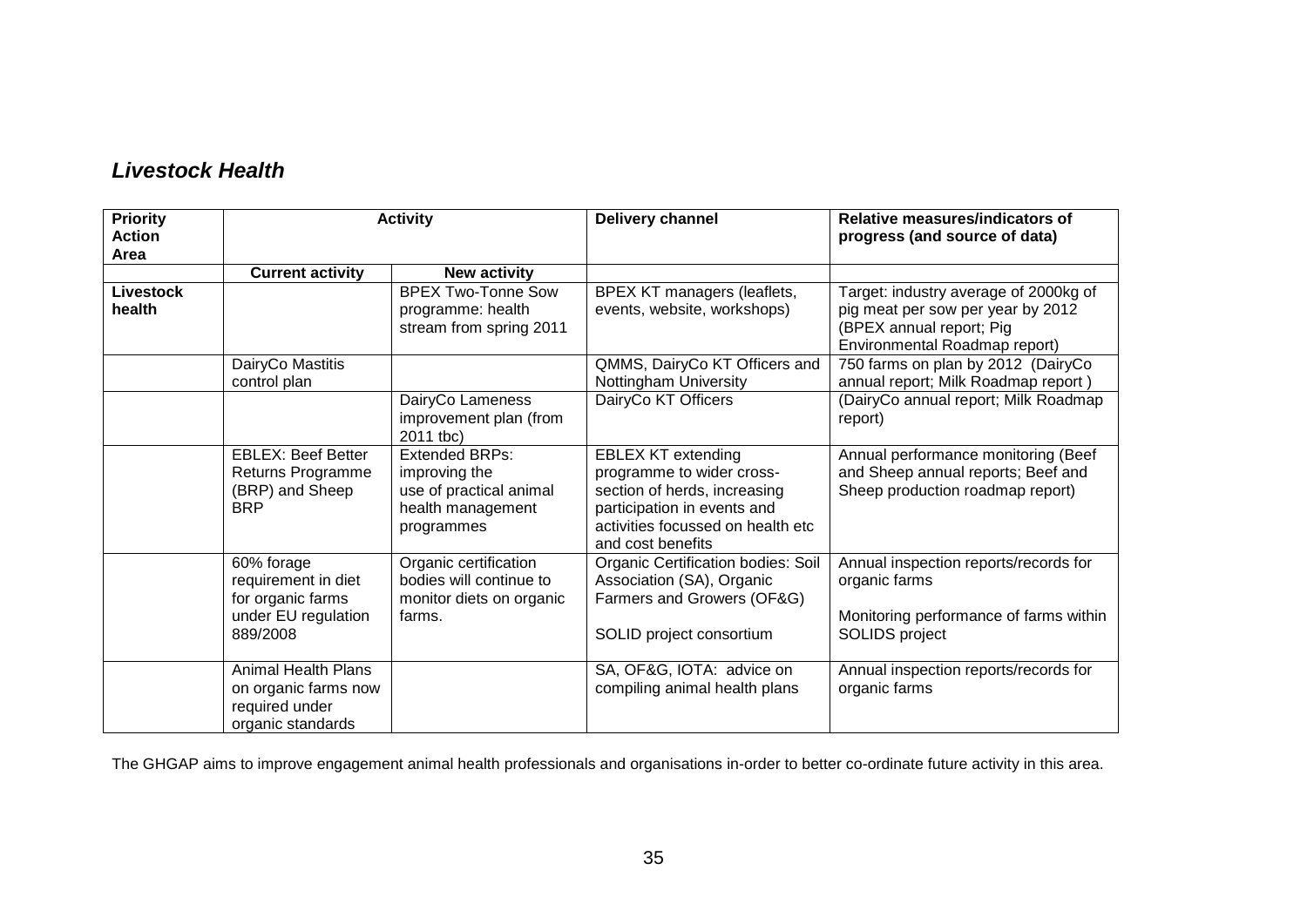## *Livestock Health*

| Priority Action Area | Activity | | Delivery channel | Relative measures/indicators of progress (and source of data) |
|---|---|---|---|---|
| | **Current activity** | **New activity** | | |
| **Livestock health** | | BPEX Two-Tonne Sow programme: health stream from spring 2011 | BPEX KT managers (leaflets, events, website, workshops) | Target: industry average of 2000kg of pig meat per sow per year by 2012 (BPEX annual report; Pig Environmental Roadmap report) |
| | DairyCo Mastitis control plan | | QMMS, DairyCo KT Officers and Nottingham University | 750 farms on plan by 2012 (DairyCo annual report; Milk Roadmap report ) |
| | | DairyCo Lameness improvement plan (from 2011 tbc) | DairyCo KT Officers | (DairyCo annual report; Milk Roadmap report) |
| | EBLEX: Beef Better Returns Programme (BRP) and Sheep BRP | Extended BRPs: improving the use of practical animal health management programmes | EBLEX KT extending programme to wider cross-section of herds, increasing participation in events and activities focussed on health etc and cost benefits | Annual performance monitoring (Beef and Sheep annual reports; Beef and Sheep production roadmap report) |
| | 60% forage requirement in diet for organic farms under EU regulation 889/2008 | Organic certification bodies will continue to monitor diets on organic farms. | Organic Certification bodies: Soil Association (SA), Organic Farmers and Growers (OF&G)<br><br>SOLID project consortium | Annual inspection reports/records for organic farms<br><br>Monitoring performance of farms within SOLIDS project |
| | Animal Health Plans on organic farms now required under organic standards | | SA, OF&G, IOTA: advice on compiling animal health plans | Annual inspection reports/records for organic farms |

The GHGAP aims to improve engagement animal health professionals and organisations in-order to better co-ordinate future activity in this area.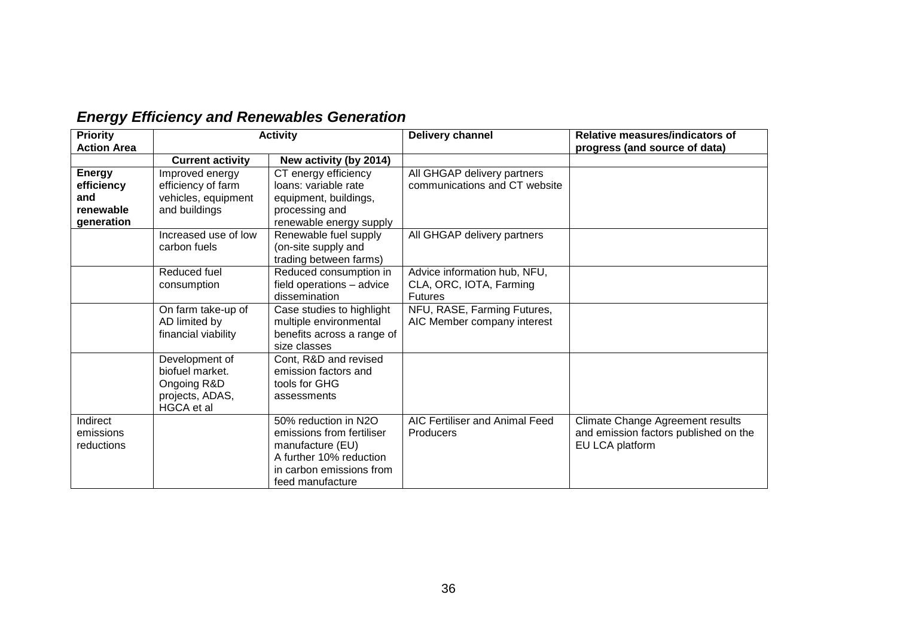## *Energy Efficiency and Renewables Generation*

| Priority Action Area | Activity | | Delivery channel | Relative measures/indicators of progress (and source of data) |
|---|---|---|---|---|
| | **Current activity** | **New activity (by 2014)** | | |
| **Energy efficiency and renewable generation** | Improved energy efficiency of farm vehicles, equipment and buildings | CT energy efficiency loans: variable rate equipment, buildings, processing and renewable energy supply | All GHGAP delivery partners communications and CT website | |
| | Increased use of low carbon fuels | Renewable fuel supply (on-site supply and trading between farms) | All GHGAP delivery partners | |
| | Reduced fuel consumption | Reduced consumption in field operations – advice dissemination | Advice information hub, NFU, CLA, ORC, IOTA, Farming Futures | |
| | On farm take-up of AD limited by financial viability | Case studies to highlight multiple environmental benefits across a range of size classes | NFU, RASE, Farming Futures, AIC Member company interest | |
| | Development of biofuel market. Ongoing R&D projects, ADAS, HGCA et al | Cont, R&D and revised emission factors and tools for GHG assessments | | |
| Indirect emissions reductions | | 50% reduction in N2O emissions from fertiliser manufacture (EU)<br>A further 10% reduction in carbon emissions from feed manufacture | AIC Fertiliser and Animal Feed Producers | Climate Change Agreement results and emission factors published on the EU LCA platform |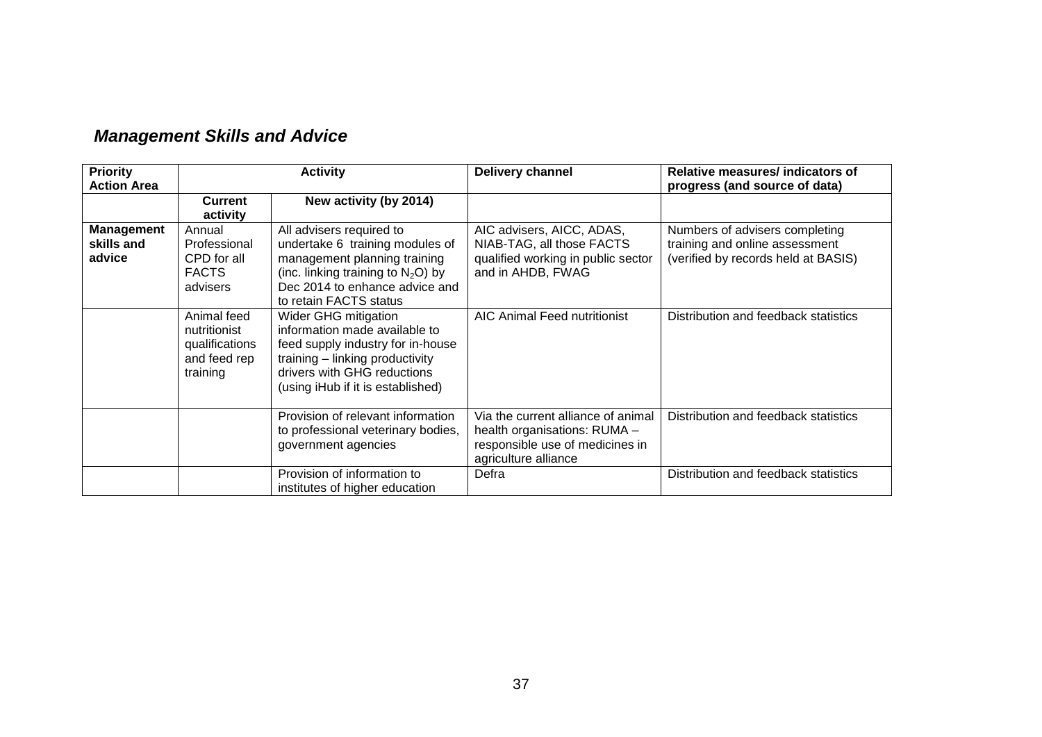## ***Management Skills and Advice***

| Priority Action Area | Activity | | Delivery channel | Relative measures/ indicators of progress (and source of data) |
|---|---|---|---|---|
| | **Current activity** | **New activity (by 2014)** | | |
| **Management skills and advice** | Annual Professional CPD for all FACTS advisers | All advisers required to undertake 6 training modules of management planning training (inc. linking training to $N_2O$) by Dec 2014 to enhance advice and to retain FACTS status | AIC advisers, AICC, ADAS, NIAB-TAG, all those FACTS qualified working in public sector and in AHDB, FWAG | Numbers of advisers completing training and online assessment (verified by records held at BASIS) |
| | Animal feed nutritionist qualifications and feed rep training | Wider GHG mitigation information made available to feed supply industry for in-house training – linking productivity drivers with GHG reductions (using iHub if it is established) | AIC Animal Feed nutritionist | Distribution and feedback statistics |
| | | Provision of relevant information to professional veterinary bodies, government agencies | Via the current alliance of animal health organisations: RUMA – responsible use of medicines in agriculture alliance | Distribution and feedback statistics |
| | | Provision of information to institutes of higher education | Defra | Distribution and feedback statistics |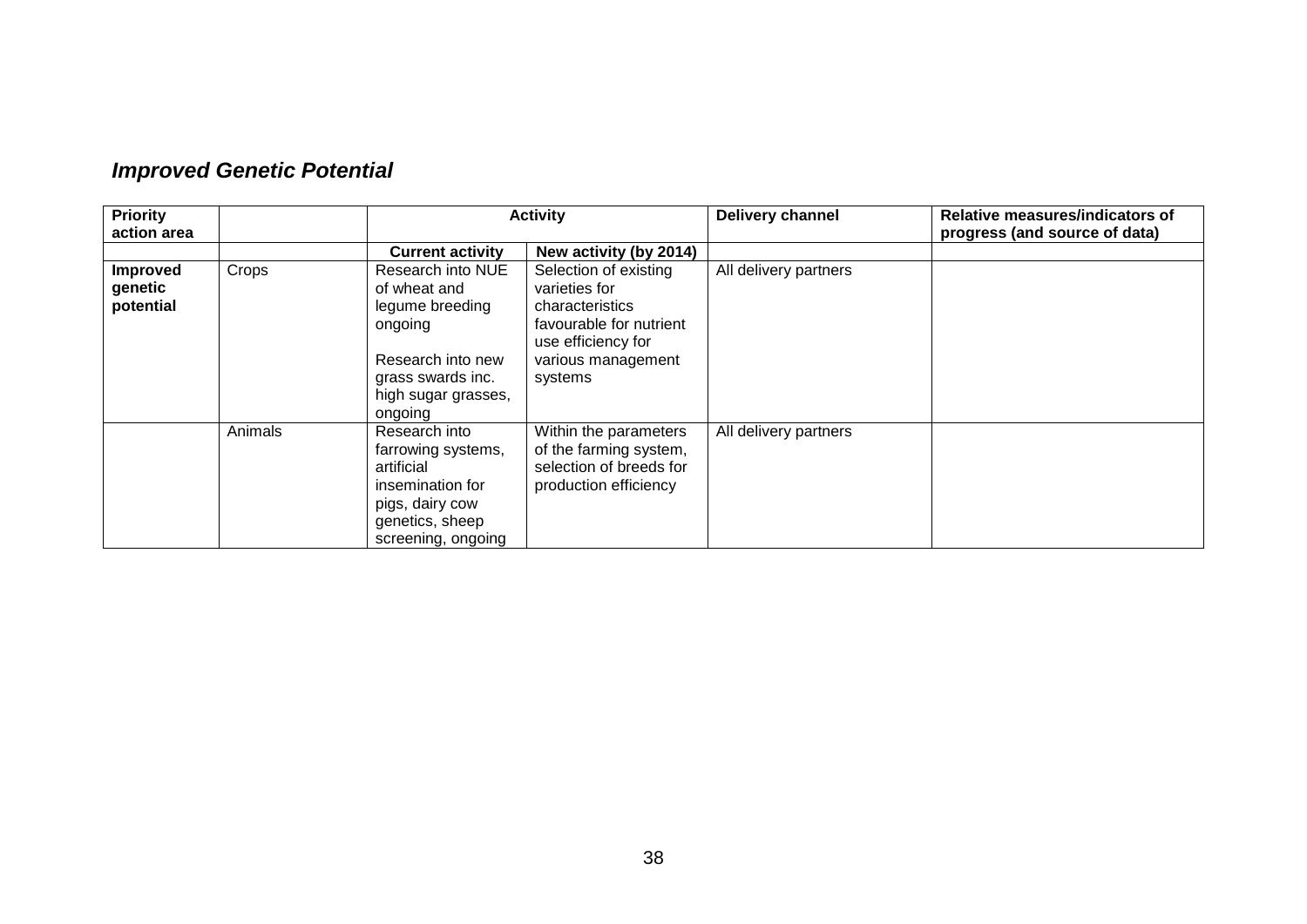## *Improved Genetic Potential*

| Priority action area | | Activity | | Delivery channel | Relative measures/indicators of progress (and source of data) |
|---|---|---|---|---|---|
| | | **Current activity** | **New activity (by 2014)** | | |
| **Improved genetic potential** | Crops | Research into NUE of wheat and legume breeding ongoing<br><br>Research into new grass swards inc. high sugar grasses, ongoing | Selection of existing varieties for characteristics favourable for nutrient use efficiency for various management systems | All delivery partners | |
| | Animals | Research into farrowing systems, artificial insemination for pigs, dairy cow genetics, sheep screening, ongoing | Within the parameters of the farming system, selection of breeds for production efficiency | All delivery partners | |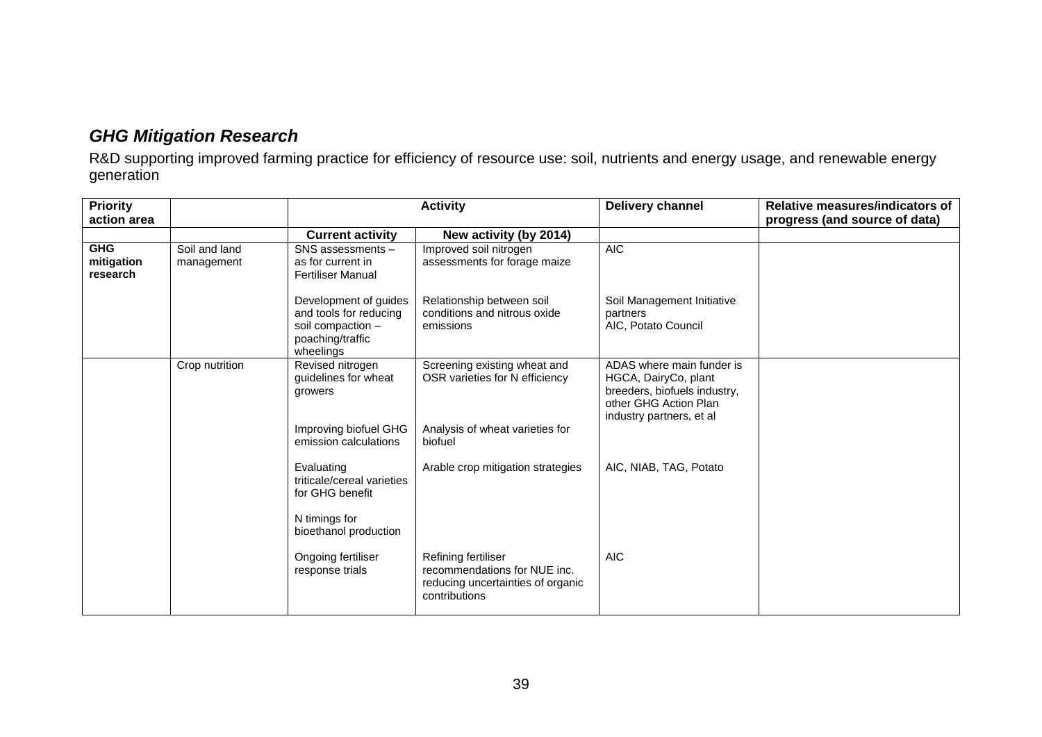### *GHG Mitigation Research*

R&D supporting improved farming practice for efficiency of resource use: soil, nutrients and energy usage, and renewable energy generation

| Priority action area | | Activity | | Delivery channel | Relative measures/indicators of progress (and source of data) |
|---|---|---|---|---|---|
| | | **Current activity** | **New activity (by 2014)** | | |
| **GHG mitigation research** | Soil and land management | SNS assessments – as for current in Fertiliser Manual | Improved soil nitrogen assessments for forage maize | AIC | |
| | | Development of guides and tools for reducing soil compaction – poaching/traffic wheelings | Relationship between soil conditions and nitrous oxide emissions | Soil Management Initiative partners<br>AIC, Potato Council | |
| | Crop nutrition | Revised nitrogen guidelines for wheat growers | Screening existing wheat and OSR varieties for N efficiency | ADAS where main funder is HGCA, DairyCo, plant breeders, biofuels industry, other GHG Action Plan industry partners, et al | |
| | | Improving biofuel GHG emission calculations | Analysis of wheat varieties for biofuel | | |
| | | Evaluating triticale/cereal varieties for GHG benefit | Arable crop mitigation strategies | AIC, NIAB, TAG, Potato | |
| | | N timings for bioethanol production | | | |
| | | Ongoing fertiliser response trials | Refining fertiliser recommendations for NUE inc. reducing uncertainties of organic contributions | AIC | |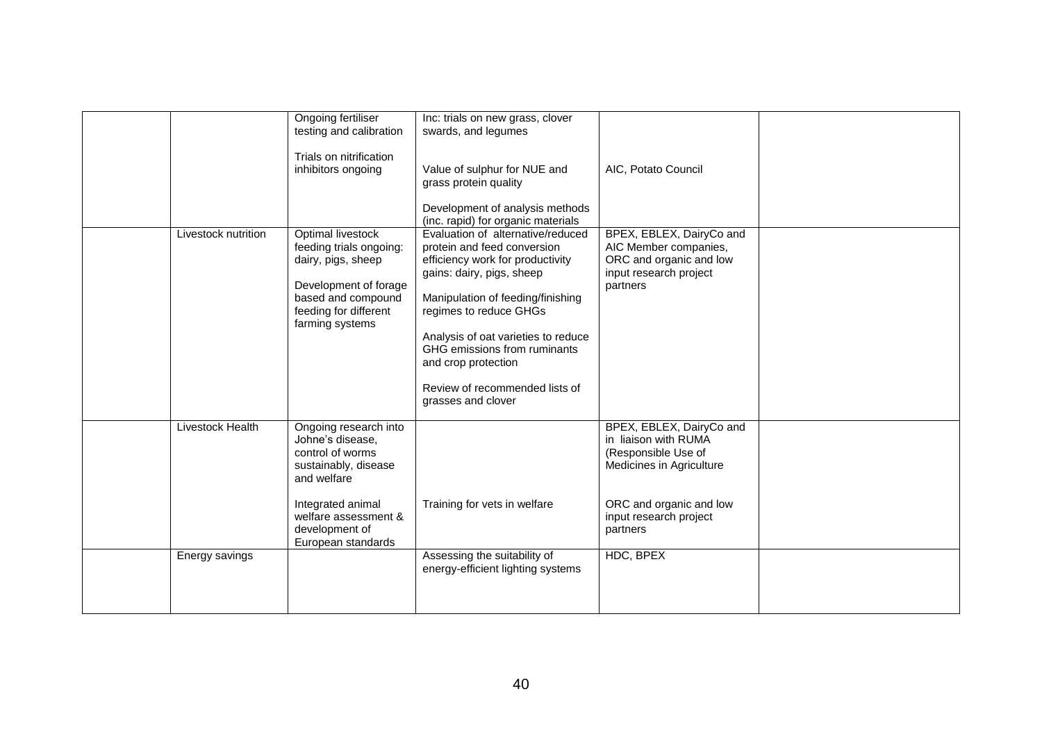| | | | | | |
|---|---|---|---|---|---|
| | | Ongoing fertiliser testing and calibration<br><br>Trials on nitrification inhibitors ongoing | Inc: trials on new grass, clover swards, and legumes<br><br>Value of sulphur for NUE and grass protein quality<br><br>Development of analysis methods (inc. rapid) for organic materials | AIC, Potato Council | |
| | Livestock nutrition | Optimal livestock feeding trials ongoing: dairy, pigs, sheep<br><br>Development of forage based and compound feeding for different farming systems | Evaluation of alternative/reduced protein and feed conversion efficiency work for productivity gains: dairy, pigs, sheep<br><br>Manipulation of feeding/finishing regimes to reduce GHGs<br><br>Analysis of oat varieties to reduce GHG emissions from ruminants and crop protection<br><br>Review of recommended lists of grasses and clover | BPEX, EBLEX, DairyCo and AIC Member companies, ORC and organic and low input research project partners | |
| | Livestock Health | Ongoing research into Johne's disease, control of worms sustainably, disease and welfare<br><br>Integrated animal welfare assessment & development of European standards | Training for vets in welfare | BPEX, EBLEX, DairyCo and in liaison with RUMA (Responsible Use of Medicines in Agriculture<br><br>ORC and organic and low input research project partners | |
| | Energy savings | | Assessing the suitability of energy-efficient lighting systems | HDC, BPEX | |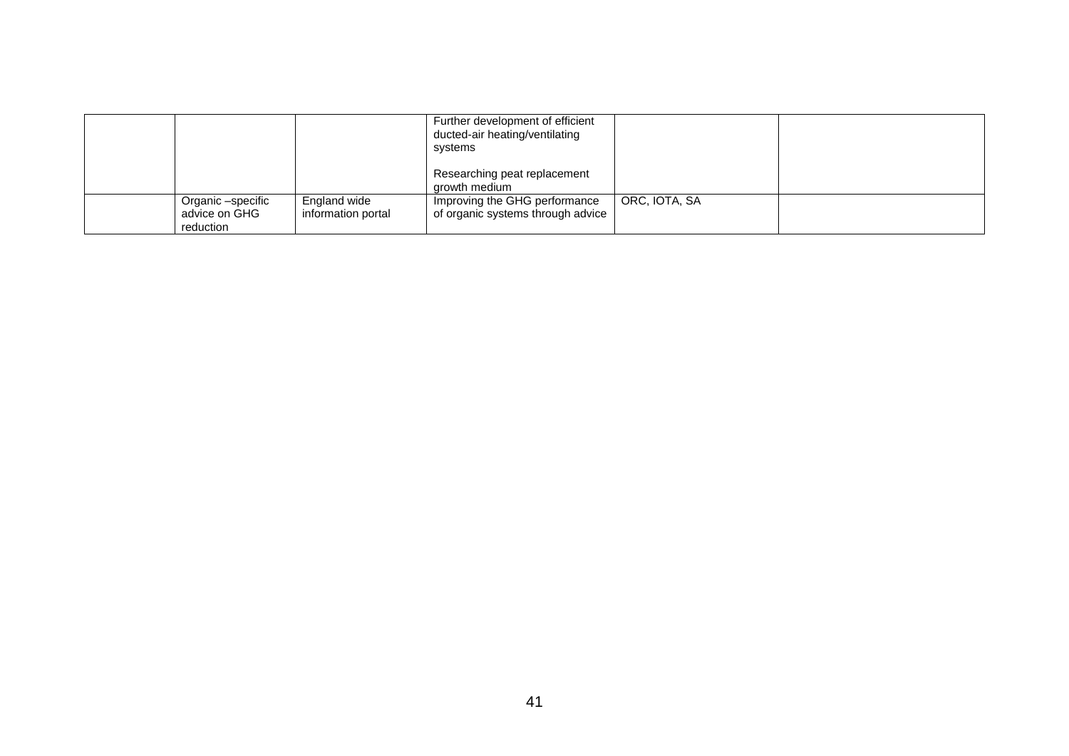| | | | | | |
|---|---|---|---|---|---|
| | | | Further development of efficient ducted-air heating/ventilating systems<br><br>Researching peat replacement growth medium | | |
| | Organic –specific advice on GHG reduction | England wide information portal | Improving the GHG performance of organic systems through advice | ORC, IOTA, SA | |